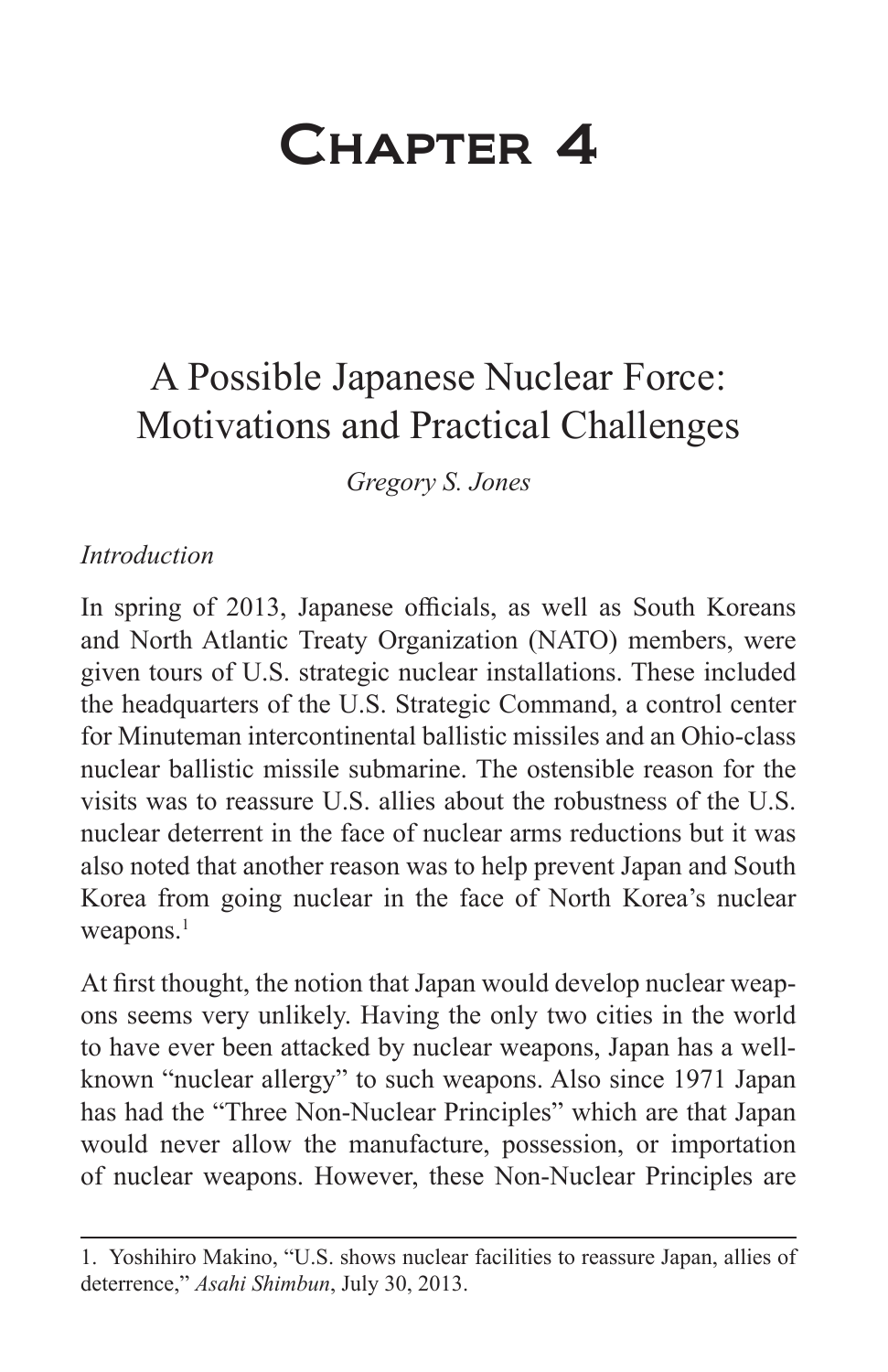# Chapter 4

## A Possible Japanese Nuclear Force: Motivations and Practical Challenges

*Gregory S. Jones*

### *Introduction*

In spring of 2013, Japanese officials, as well as South Koreans and North Atlantic Treaty Organization (NATO) members, were given tours of U.S. strategic nuclear installations. These included the headquarters of the U.S. Strategic Command, a control center for Minuteman intercontinental ballistic missiles and an Ohio-class nuclear ballistic missile submarine. The ostensible reason for the visits was to reassure U.S. allies about the robustness of the U.S. nuclear deterrent in the face of nuclear arms reductions but it was also noted that another reason was to help prevent Japan and South Korea from going nuclear in the face of North Korea's nuclear weapons.[1]

At first thought, the notion that Japan would develop nuclear weapons seems very unlikely. Having the only two cities in the world to have ever been attacked by nuclear weapons, Japan has a well-known "nuclear allergy" to such weapons. Also since 1971 Japan has had the "Three Non-Nuclear Principles" which are that Japan would never allow the manufacture, possession, or importation of nuclear weapons. However, these Non-Nuclear Principles are

---

1. Yoshihiro Makino, "U.S. shows nuclear facilities to reassure Japan, allies of deterrence," *Asahi Shimbun*, July 30, 2013.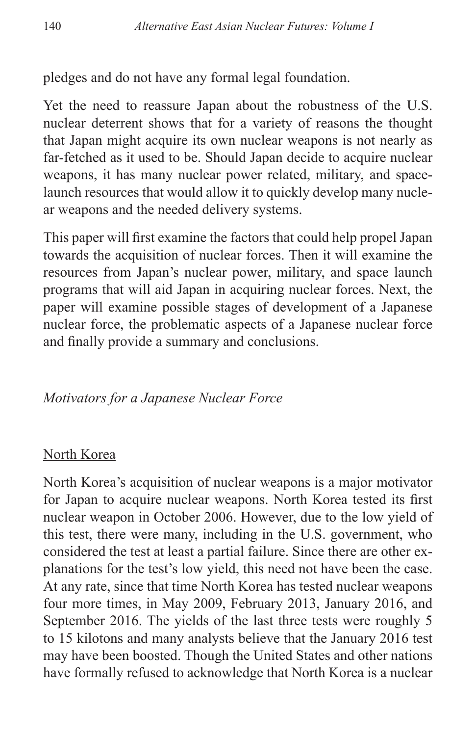pledges and do not have any formal legal foundation.

Yet the need to reassure Japan about the robustness of the U.S. nuclear deterrent shows that for a variety of reasons the thought that Japan might acquire its own nuclear weapons is not nearly as far-fetched as it used to be. Should Japan decide to acquire nuclear weapons, it has many nuclear power related, military, and space-launch resources that would allow it to quickly develop many nuclear weapons and the needed delivery systems.

This paper will first examine the factors that could help propel Japan towards the acquisition of nuclear forces. Then it will examine the resources from Japan's nuclear power, military, and space launch programs that will aid Japan in acquiring nuclear forces. Next, the paper will examine possible stages of development of a Japanese nuclear force, the problematic aspects of a Japanese nuclear force and finally provide a summary and conclusions.

## *Motivators for a Japanese Nuclear Force*

### North Korea

North Korea's acquisition of nuclear weapons is a major motivator for Japan to acquire nuclear weapons. North Korea tested its first nuclear weapon in October 2006. However, due to the low yield of this test, there were many, including in the U.S. government, who considered the test at least a partial failure. Since there are other explanations for the test's low yield, this need not have been the case. At any rate, since that time North Korea has tested nuclear weapons four more times, in May 2009, February 2013, January 2016, and September 2016. The yields of the last three tests were roughly 5 to 15 kilotons and many analysts believe that the January 2016 test may have been boosted. Though the United States and other nations have formally refused to acknowledge that North Korea is a nuclear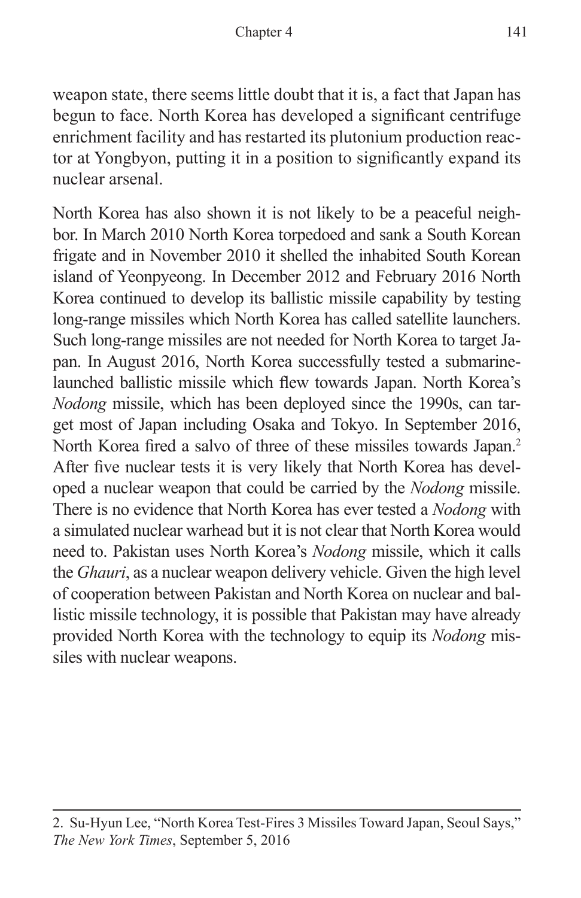weapon state, there seems little doubt that it is, a fact that Japan has begun to face. North Korea has developed a significant centrifuge enrichment facility and has restarted its plutonium production reactor at Yongbyon, putting it in a position to significantly expand its nuclear arsenal.

North Korea has also shown it is not likely to be a peaceful neighbor. In March 2010 North Korea torpedoed and sank a South Korean frigate and in November 2010 it shelled the inhabited South Korean island of Yeonpyeong. In December 2012 and February 2016 North Korea continued to develop its ballistic missile capability by testing long-range missiles which North Korea has called satellite launchers. Such long-range missiles are not needed for North Korea to target Japan. In August 2016, North Korea successfully tested a submarine-launched ballistic missile which flew towards Japan. North Korea's *Nodong* missile, which has been deployed since the 1990s, can target most of Japan including Osaka and Tokyo. In September 2016, North Korea fired a salvo of three of these missiles towards Japan.[2] After five nuclear tests it is very likely that North Korea has developed a nuclear weapon that could be carried by the *Nodong* missile. There is no evidence that North Korea has ever tested a *Nodong* with a simulated nuclear warhead but it is not clear that North Korea would need to. Pakistan uses North Korea's *Nodong* missile, which it calls the *Ghauri*, as a nuclear weapon delivery vehicle. Given the high level of cooperation between Pakistan and North Korea on nuclear and ballistic missile technology, it is possible that Pakistan may have already provided North Korea with the technology to equip its *Nodong* missiles with nuclear weapons.

---

2. Su-Hyun Lee, "North Korea Test-Fires 3 Missiles Toward Japan, Seoul Says," *The New York Times*, September 5, 2016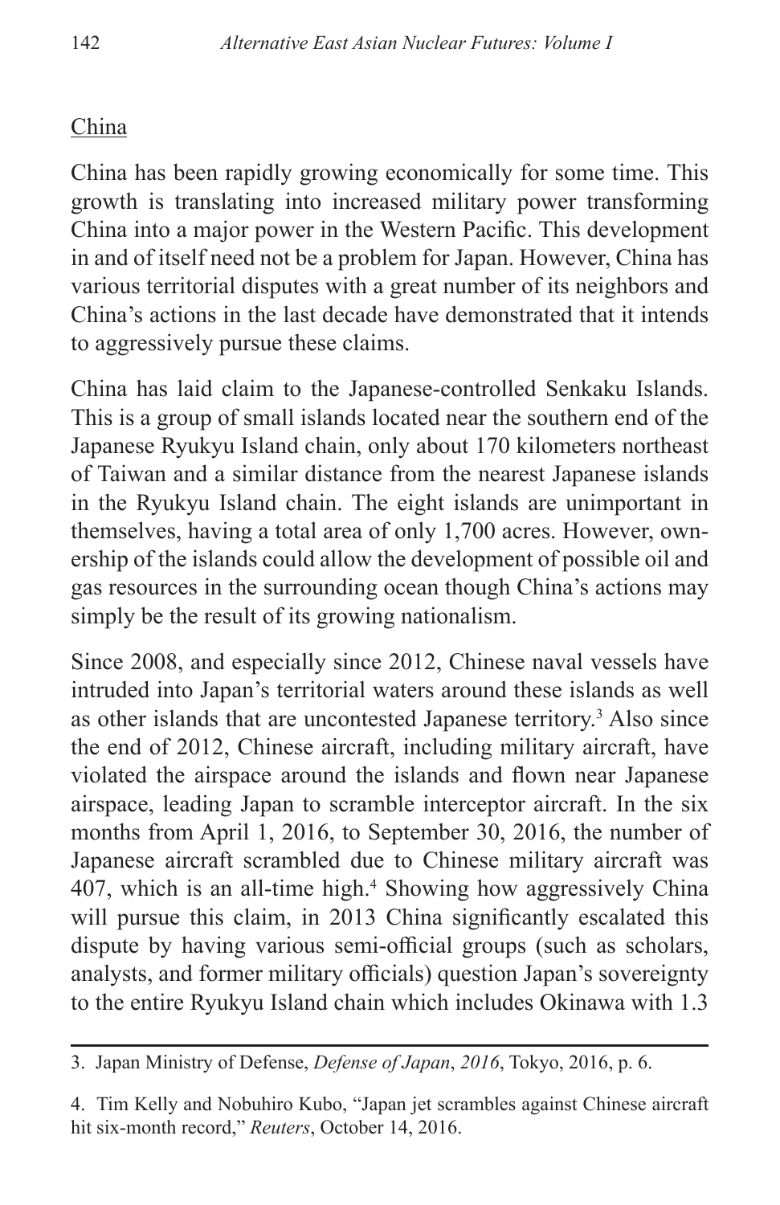## China

China has been rapidly growing economically for some time. This growth is translating into increased military power transforming China into a major power in the Western Pacific. This development in and of itself need not be a problem for Japan. However, China has various territorial disputes with a great number of its neighbors and China's actions in the last decade have demonstrated that it intends to aggressively pursue these claims.

China has laid claim to the Japanese-controlled Senkaku Islands. This is a group of small islands located near the southern end of the Japanese Ryukyu Island chain, only about 170 kilometers northeast of Taiwan and a similar distance from the nearest Japanese islands in the Ryukyu Island chain. The eight islands are unimportant in themselves, having a total area of only 1,700 acres. However, ownership of the islands could allow the development of possible oil and gas resources in the surrounding ocean though China's actions may simply be the result of its growing nationalism.

Since 2008, and especially since 2012, Chinese naval vessels have intruded into Japan's territorial waters around these islands as well as other islands that are uncontested Japanese territory.[3] Also since the end of 2012, Chinese aircraft, including military aircraft, have violated the airspace around the islands and flown near Japanese airspace, leading Japan to scramble interceptor aircraft. In the six months from April 1, 2016, to September 30, 2016, the number of Japanese aircraft scrambled due to Chinese military aircraft was 407, which is an all-time high.[4] Showing how aggressively China will pursue this claim, in 2013 China significantly escalated this dispute by having various semi-official groups (such as scholars, analysts, and former military officials) question Japan's sovereignty to the entire Ryukyu Island chain which includes Okinawa with 1.3

---

3. Japan Ministry of Defense, *Defense of Japan*, *2016*, Tokyo, 2016, p. 6.

4. Tim Kelly and Nobuhiro Kubo, "Japan jet scrambles against Chinese aircraft hit six-month record," *Reuters*, October 14, 2016.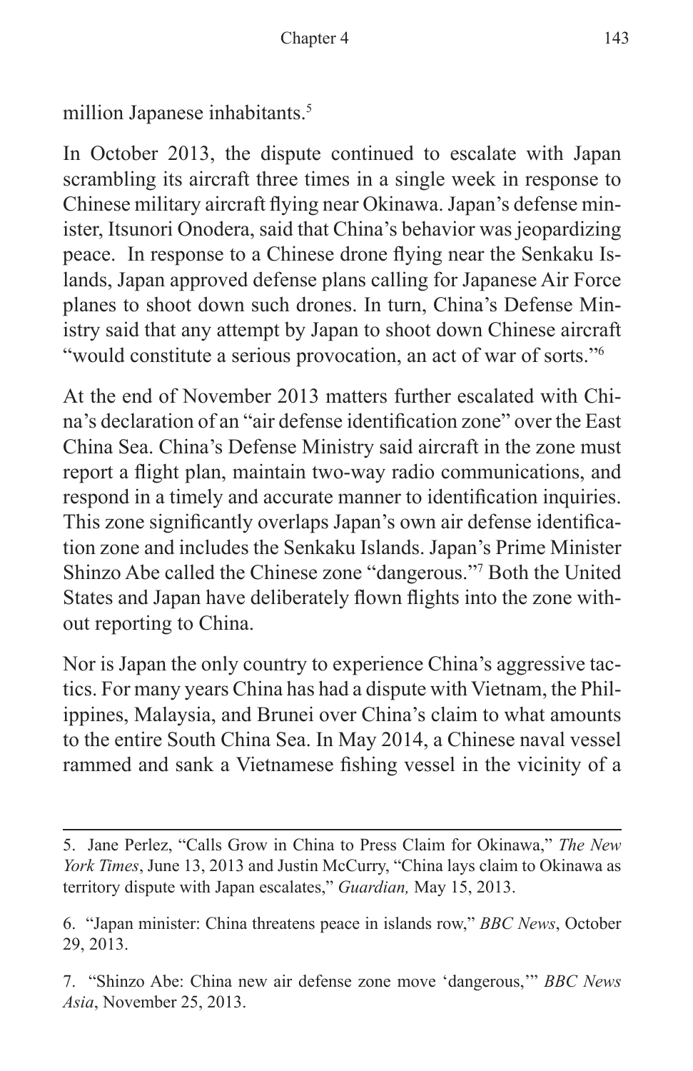million Japanese inhabitants.[5]

In October 2013, the dispute continued to escalate with Japan scrambling its aircraft three times in a single week in response to Chinese military aircraft flying near Okinawa. Japan's defense minister, Itsunori Onodera, said that China's behavior was jeopardizing peace. In response to a Chinese drone flying near the Senkaku Islands, Japan approved defense plans calling for Japanese Air Force planes to shoot down such drones. In turn, China's Defense Ministry said that any attempt by Japan to shoot down Chinese aircraft "would constitute a serious provocation, an act of war of sorts."[6]

At the end of November 2013 matters further escalated with China's declaration of an "air defense identification zone" over the East China Sea. China's Defense Ministry said aircraft in the zone must report a flight plan, maintain two-way radio communications, and respond in a timely and accurate manner to identification inquiries. This zone significantly overlaps Japan's own air defense identification zone and includes the Senkaku Islands. Japan's Prime Minister Shinzo Abe called the Chinese zone "dangerous."[7] Both the United States and Japan have deliberately flown flights into the zone without reporting to China.

Nor is Japan the only country to experience China's aggressive tactics. For many years China has had a dispute with Vietnam, the Philippines, Malaysia, and Brunei over China's claim to what amounts to the entire South China Sea. In May 2014, a Chinese naval vessel rammed and sank a Vietnamese fishing vessel in the vicinity of a

---

5. Jane Perlez, "Calls Grow in China to Press Claim for Okinawa," *The New York Times*, June 13, 2013 and Justin McCurry, "China lays claim to Okinawa as territory dispute with Japan escalates," *Guardian,* May 15, 2013.

6. "Japan minister: China threatens peace in islands row," *BBC News*, October 29, 2013.

7. "Shinzo Abe: China new air defense zone move 'dangerous,'" *BBC News Asia*, November 25, 2013.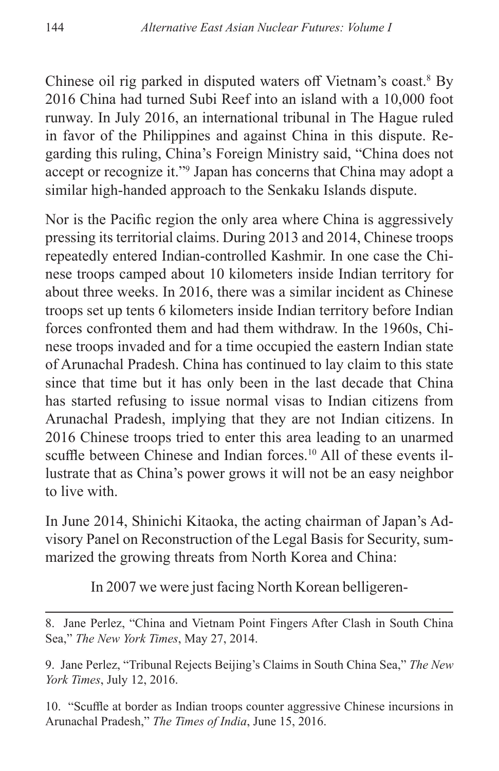Chinese oil rig parked in disputed waters off Vietnam's coast.[8] By 2016 China had turned Subi Reef into an island with a 10,000 foot runway. In July 2016, an international tribunal in The Hague ruled in favor of the Philippines and against China in this dispute. Regarding this ruling, China's Foreign Ministry said, "China does not accept or recognize it."[9] Japan has concerns that China may adopt a similar high-handed approach to the Senkaku Islands dispute.

Nor is the Pacific region the only area where China is aggressively pressing its territorial claims. During 2013 and 2014, Chinese troops repeatedly entered Indian-controlled Kashmir. In one case the Chinese troops camped about 10 kilometers inside Indian territory for about three weeks. In 2016, there was a similar incident as Chinese troops set up tents 6 kilometers inside Indian territory before Indian forces confronted them and had them withdraw. In the 1960s, Chinese troops invaded and for a time occupied the eastern Indian state of Arunachal Pradesh. China has continued to lay claim to this state since that time but it has only been in the last decade that China has started refusing to issue normal visas to Indian citizens from Arunachal Pradesh, implying that they are not Indian citizens. In 2016 Chinese troops tried to enter this area leading to an unarmed scuffle between Chinese and Indian forces.[10] All of these events illustrate that as China's power grows it will not be an easy neighbor to live with.

In June 2014, Shinichi Kitaoka, the acting chairman of Japan's Advisory Panel on Reconstruction of the Legal Basis for Security, summarized the growing threats from North Korea and China:

> In 2007 we were just facing North Korean belligeren-

---

8. Jane Perlez, "China and Vietnam Point Fingers After Clash in South China Sea," *The New York Times*, May 27, 2014.

9. Jane Perlez, "Tribunal Rejects Beijing's Claims in South China Sea," *The New York Times*, July 12, 2016.

10. "Scuffle at border as Indian troops counter aggressive Chinese incursions in Arunachal Pradesh," *The Times of India*, June 15, 2016.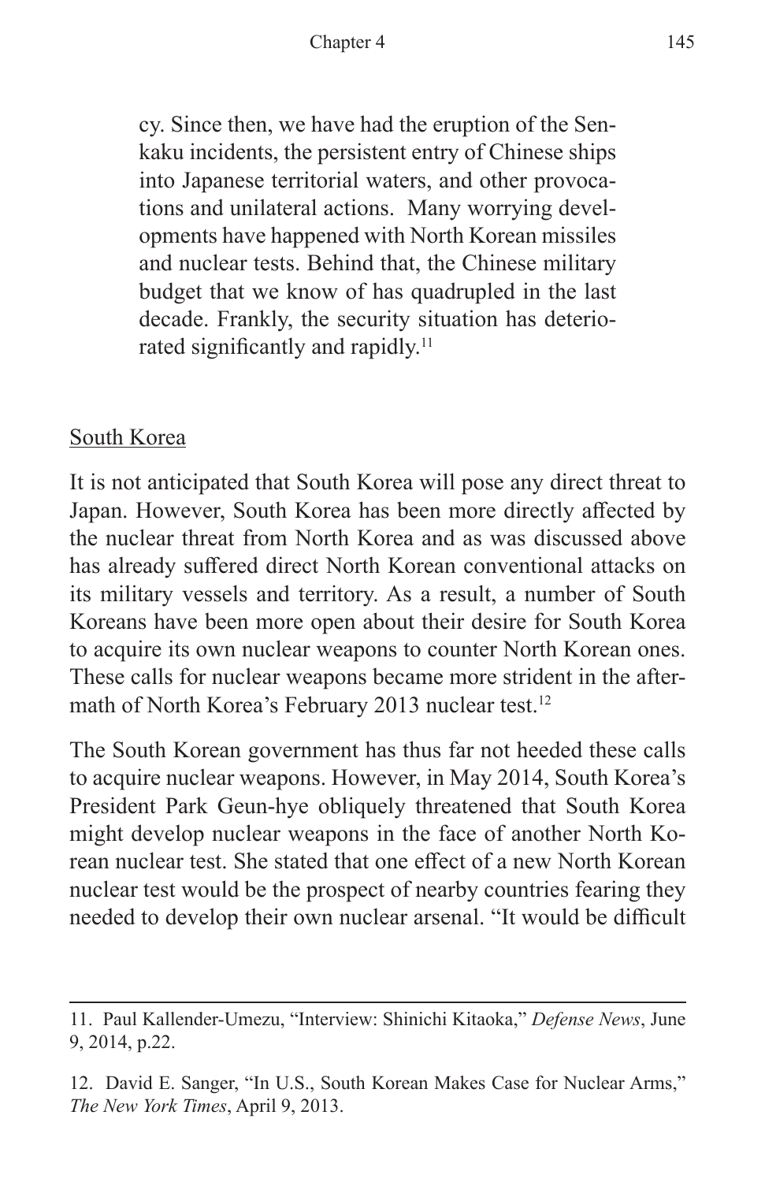> cy. Since then, we have had the eruption of the Senkaku incidents, the persistent entry of Chinese ships into Japanese territorial waters, and other provocations and unilateral actions. Many worrying developments have happened with North Korean missiles and nuclear tests. Behind that, the Chinese military budget that we know of has quadrupled in the last decade. Frankly, the security situation has deteriorated significantly and rapidly.[11]

South Korea

It is not anticipated that South Korea will pose any direct threat to Japan. However, South Korea has been more directly affected by the nuclear threat from North Korea and as was discussed above has already suffered direct North Korean conventional attacks on its military vessels and territory. As a result, a number of South Koreans have been more open about their desire for South Korea to acquire its own nuclear weapons to counter North Korean ones. These calls for nuclear weapons became more strident in the aftermath of North Korea's February 2013 nuclear test.[12]

The South Korean government has thus far not heeded these calls to acquire nuclear weapons. However, in May 2014, South Korea's President Park Geun-hye obliquely threatened that South Korea might develop nuclear weapons in the face of another North Korean nuclear test. She stated that one effect of a new North Korean nuclear test would be the prospect of nearby countries fearing they needed to develop their own nuclear arsenal. "It would be difficult

---

11. Paul Kallender-Umezu, "Interview: Shinichi Kitaoka," *Defense News*, June 9, 2014, p.22.

12. David E. Sanger, "In U.S., South Korean Makes Case for Nuclear Arms," *The New York Times*, April 9, 2013.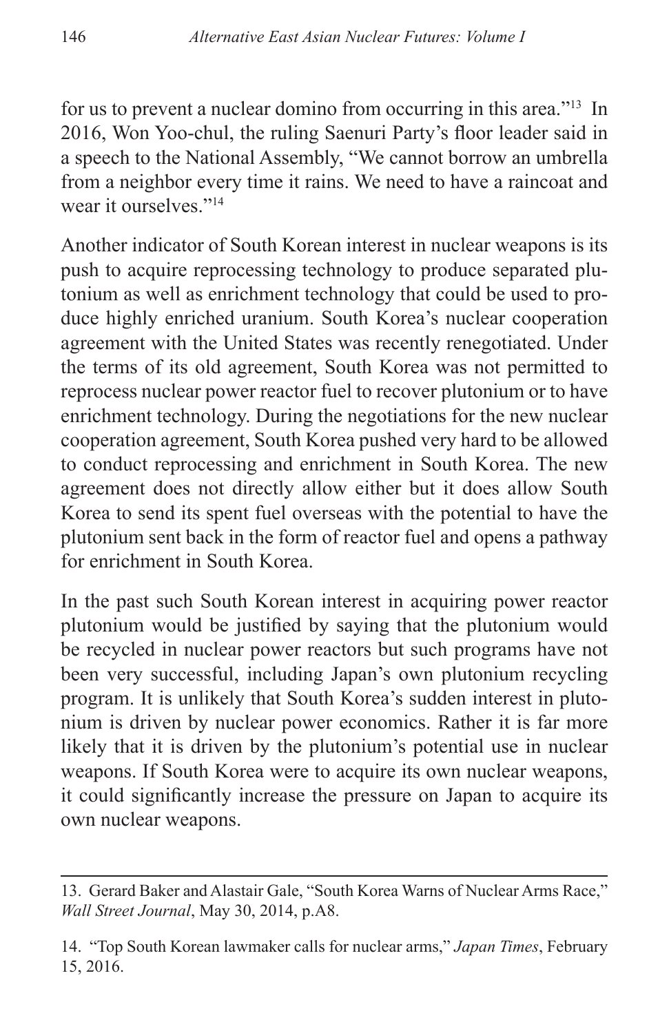for us to prevent a nuclear domino from occurring in this area."[13] In 2016, Won Yoo-chul, the ruling Saenuri Party's floor leader said in a speech to the National Assembly, "We cannot borrow an umbrella from a neighbor every time it rains. We need to have a raincoat and wear it ourselves."[14]

Another indicator of South Korean interest in nuclear weapons is its push to acquire reprocessing technology to produce separated plutonium as well as enrichment technology that could be used to produce highly enriched uranium. South Korea's nuclear cooperation agreement with the United States was recently renegotiated. Under the terms of its old agreement, South Korea was not permitted to reprocess nuclear power reactor fuel to recover plutonium or to have enrichment technology. During the negotiations for the new nuclear cooperation agreement, South Korea pushed very hard to be allowed to conduct reprocessing and enrichment in South Korea. The new agreement does not directly allow either but it does allow South Korea to send its spent fuel overseas with the potential to have the plutonium sent back in the form of reactor fuel and opens a pathway for enrichment in South Korea.

In the past such South Korean interest in acquiring power reactor plutonium would be justified by saying that the plutonium would be recycled in nuclear power reactors but such programs have not been very successful, including Japan's own plutonium recycling program. It is unlikely that South Korea's sudden interest in plutonium is driven by nuclear power economics. Rather it is far more likely that it is driven by the plutonium's potential use in nuclear weapons. If South Korea were to acquire its own nuclear weapons, it could significantly increase the pressure on Japan to acquire its own nuclear weapons.

---

13. Gerard Baker and Alastair Gale, "South Korea Warns of Nuclear Arms Race," *Wall Street Journal*, May 30, 2014, p.A8.

14. "Top South Korean lawmaker calls for nuclear arms," *Japan Times*, February 15, 2016.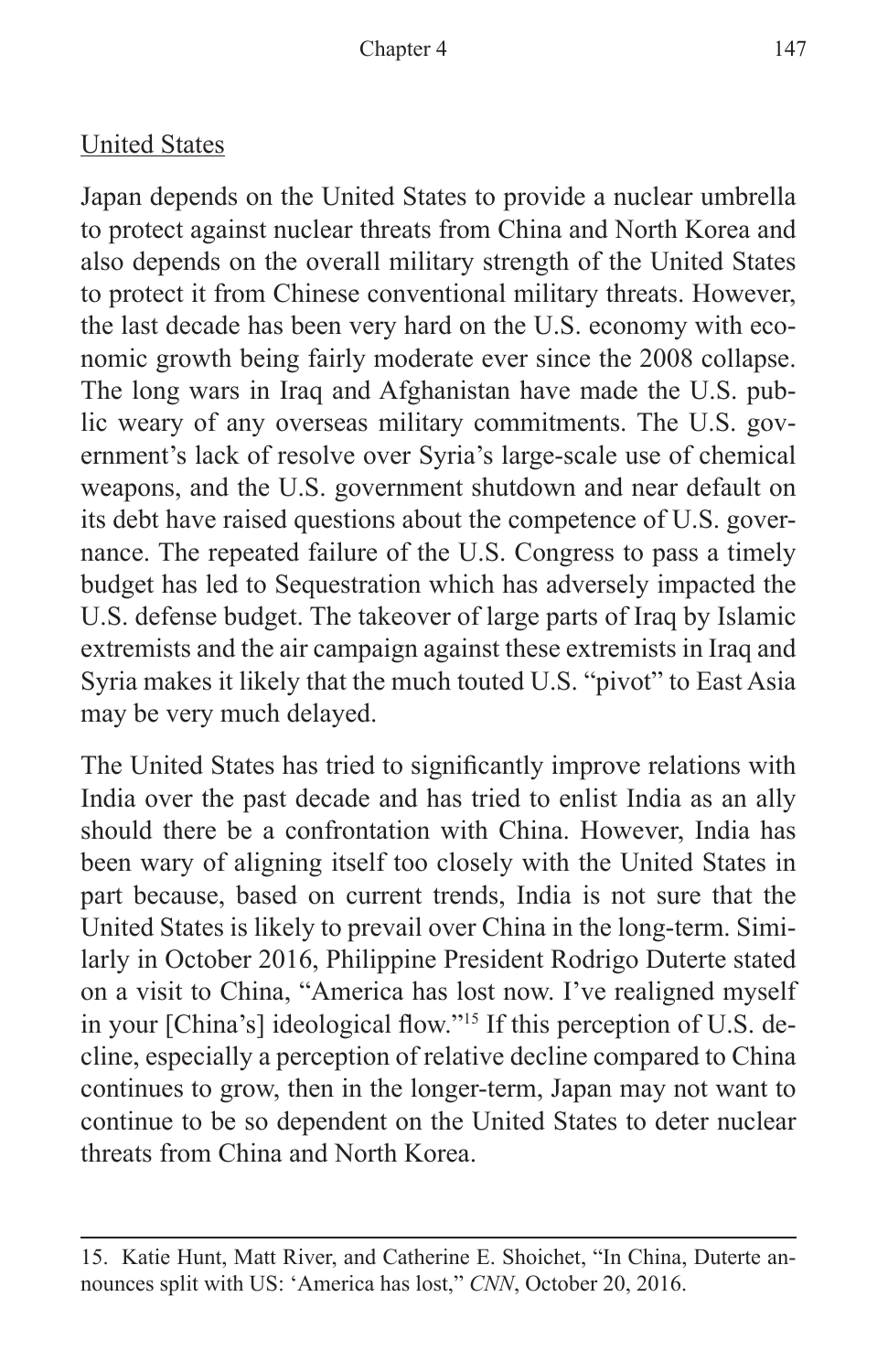United States

Japan depends on the United States to provide a nuclear umbrella to protect against nuclear threats from China and North Korea and also depends on the overall military strength of the United States to protect it from Chinese conventional military threats. However, the last decade has been very hard on the U.S. economy with economic growth being fairly moderate ever since the 2008 collapse. The long wars in Iraq and Afghanistan have made the U.S. public weary of any overseas military commitments. The U.S. government's lack of resolve over Syria's large-scale use of chemical weapons, and the U.S. government shutdown and near default on its debt have raised questions about the competence of U.S. governance. The repeated failure of the U.S. Congress to pass a timely budget has led to Sequestration which has adversely impacted the U.S. defense budget. The takeover of large parts of Iraq by Islamic extremists and the air campaign against these extremists in Iraq and Syria makes it likely that the much touted U.S. "pivot" to East Asia may be very much delayed.

The United States has tried to significantly improve relations with India over the past decade and has tried to enlist India as an ally should there be a confrontation with China. However, India has been wary of aligning itself too closely with the United States in part because, based on current trends, India is not sure that the United States is likely to prevail over China in the long-term. Similarly in October 2016, Philippine President Rodrigo Duterte stated on a visit to China, "America has lost now. I've realigned myself in your [China's] ideological flow."[15] If this perception of U.S. decline, especially a perception of relative decline compared to China continues to grow, then in the longer-term, Japan may not want to continue to be so dependent on the United States to deter nuclear threats from China and North Korea.

---

15. Katie Hunt, Matt River, and Catherine E. Shoichet, "In China, Duterte announces split with US: 'America has lost," *CNN*, October 20, 2016.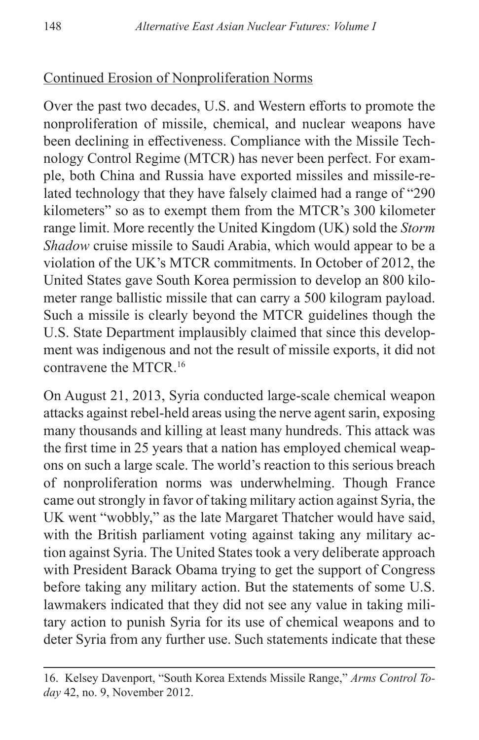## Continued Erosion of Nonproliferation Norms

Over the past two decades, U.S. and Western efforts to promote the nonproliferation of missile, chemical, and nuclear weapons have been declining in effectiveness. Compliance with the Missile Technology Control Regime (MTCR) has never been perfect. For example, both China and Russia have exported missiles and missile-related technology that they have falsely claimed had a range of "290 kilometers" so as to exempt them from the MTCR's 300 kilometer range limit. More recently the United Kingdom (UK) sold the *Storm Shadow* cruise missile to Saudi Arabia, which would appear to be a violation of the UK's MTCR commitments. In October of 2012, the United States gave South Korea permission to develop an 800 kilometer range ballistic missile that can carry a 500 kilogram payload. Such a missile is clearly beyond the MTCR guidelines though the U.S. State Department implausibly claimed that since this development was indigenous and not the result of missile exports, it did not contravene the MTCR.[16]

On August 21, 2013, Syria conducted large-scale chemical weapon attacks against rebel-held areas using the nerve agent sarin, exposing many thousands and killing at least many hundreds. This attack was the first time in 25 years that a nation has employed chemical weapons on such a large scale. The world's reaction to this serious breach of nonproliferation norms was underwhelming. Though France came out strongly in favor of taking military action against Syria, the UK went "wobbly," as the late Margaret Thatcher would have said, with the British parliament voting against taking any military action against Syria. The United States took a very deliberate approach with President Barack Obama trying to get the support of Congress before taking any military action. But the statements of some U.S. lawmakers indicated that they did not see any value in taking military action to punish Syria for its use of chemical weapons and to deter Syria from any further use. Such statements indicate that these

---

16. Kelsey Davenport, "South Korea Extends Missile Range," *Arms Control Today* 42, no. 9, November 2012.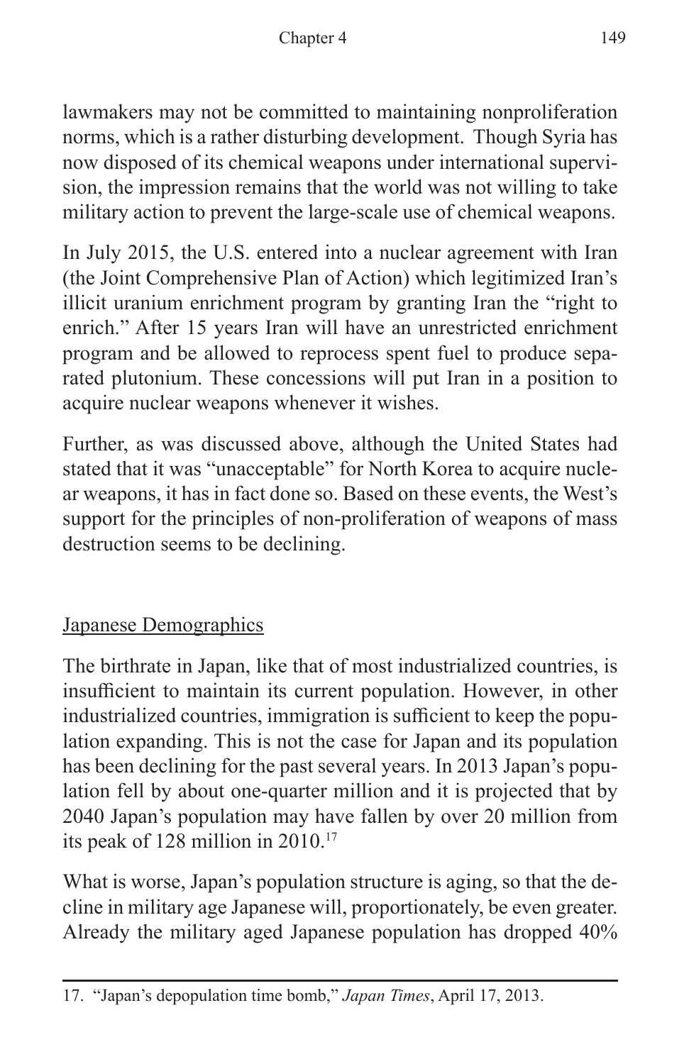lawmakers may not be committed to maintaining nonproliferation norms, which is a rather disturbing development. Though Syria has now disposed of its chemical weapons under international supervision, the impression remains that the world was not willing to take military action to prevent the large-scale use of chemical weapons.

In July 2015, the U.S. entered into a nuclear agreement with Iran (the Joint Comprehensive Plan of Action) which legitimized Iran's illicit uranium enrichment program by granting Iran the "right to enrich." After 15 years Iran will have an unrestricted enrichment program and be allowed to reprocess spent fuel to produce separated plutonium. These concessions will put Iran in a position to acquire nuclear weapons whenever it wishes.

Further, as was discussed above, although the United States had stated that it was "unacceptable" for North Korea to acquire nuclear weapons, it has in fact done so. Based on these events, the West's support for the principles of non-proliferation of weapons of mass destruction seems to be declining.

## Japanese Demographics

The birthrate in Japan, like that of most industrialized countries, is insufficient to maintain its current population. However, in other industrialized countries, immigration is sufficient to keep the population expanding. This is not the case for Japan and its population has been declining for the past several years. In 2013 Japan's population fell by about one-quarter million and it is projected that by 2040 Japan's population may have fallen by over 20 million from its peak of 128 million in 2010.[17]

What is worse, Japan's population structure is aging, so that the decline in military age Japanese will, proportionately, be even greater. Already the military aged Japanese population has dropped 40%

---

17. "Japan's depopulation time bomb," *Japan Times*, April 17, 2013.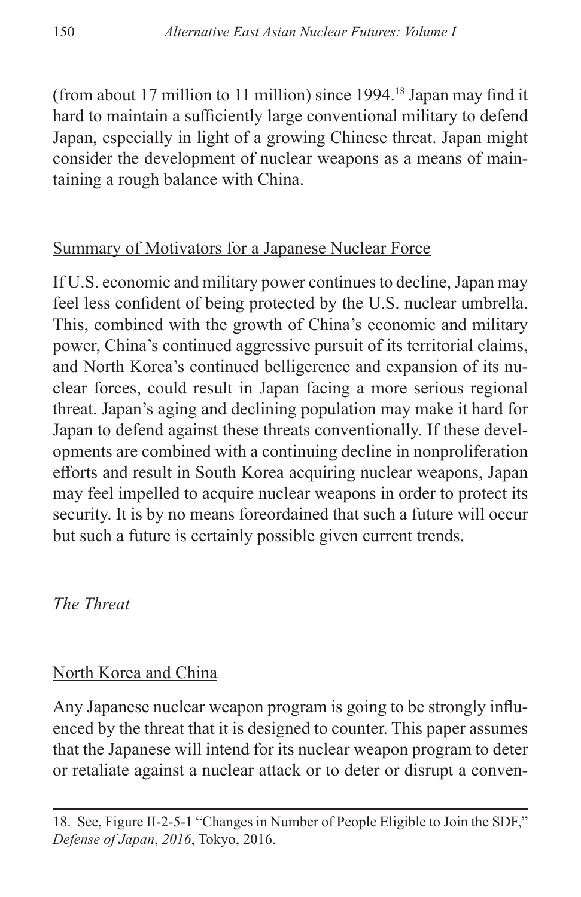(from about 17 million to 11 million) since 1994.[18] Japan may find it hard to maintain a sufficiently large conventional military to defend Japan, especially in light of a growing Chinese threat. Japan might consider the development of nuclear weapons as a means of maintaining a rough balance with China.

### Summary of Motivators for a Japanese Nuclear Force

If U.S. economic and military power continues to decline, Japan may feel less confident of being protected by the U.S. nuclear umbrella. This, combined with the growth of China's economic and military power, China's continued aggressive pursuit of its territorial claims, and North Korea's continued belligerence and expansion of its nuclear forces, could result in Japan facing a more serious regional threat. Japan's aging and declining population may make it hard for Japan to defend against these threats conventionally. If these developments are combined with a continuing decline in nonproliferation efforts and result in South Korea acquiring nuclear weapons, Japan may feel impelled to acquire nuclear weapons in order to protect its security. It is by no means foreordained that such a future will occur but such a future is certainly possible given current trends.

## *The Threat*

### North Korea and China

Any Japanese nuclear weapon program is going to be strongly influenced by the threat that it is designed to counter. This paper assumes that the Japanese will intend for its nuclear weapon program to deter or retaliate against a nuclear attack or to deter or disrupt a conven-

---

18. See, Figure II-2-5-1 "Changes in Number of People Eligible to Join the SDF," *Defense of Japan*, *2016*, Tokyo, 2016.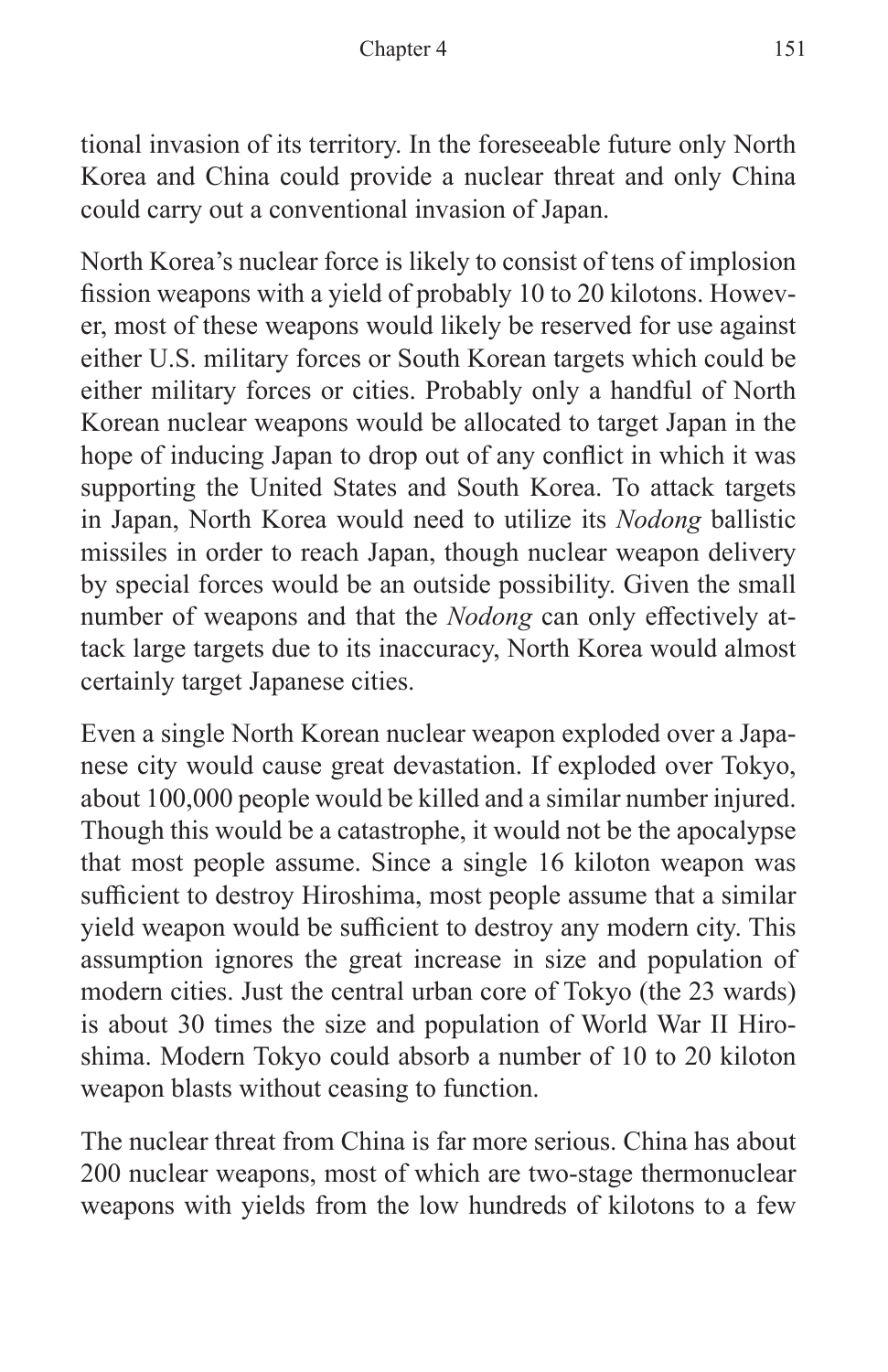tional invasion of its territory. In the foreseeable future only North Korea and China could provide a nuclear threat and only China could carry out a conventional invasion of Japan.

North Korea's nuclear force is likely to consist of tens of implosion fission weapons with a yield of probably 10 to 20 kilotons. However, most of these weapons would likely be reserved for use against either U.S. military forces or South Korean targets which could be either military forces or cities. Probably only a handful of North Korean nuclear weapons would be allocated to target Japan in the hope of inducing Japan to drop out of any conflict in which it was supporting the United States and South Korea. To attack targets in Japan, North Korea would need to utilize its *Nodong* ballistic missiles in order to reach Japan, though nuclear weapon delivery by special forces would be an outside possibility. Given the small number of weapons and that the *Nodong* can only effectively attack large targets due to its inaccuracy, North Korea would almost certainly target Japanese cities.

Even a single North Korean nuclear weapon exploded over a Japanese city would cause great devastation. If exploded over Tokyo, about 100,000 people would be killed and a similar number injured. Though this would be a catastrophe, it would not be the apocalypse that most people assume. Since a single 16 kiloton weapon was sufficient to destroy Hiroshima, most people assume that a similar yield weapon would be sufficient to destroy any modern city. This assumption ignores the great increase in size and population of modern cities. Just the central urban core of Tokyo (the 23 wards) is about 30 times the size and population of World War II Hiroshima. Modern Tokyo could absorb a number of 10 to 20 kiloton weapon blasts without ceasing to function.

The nuclear threat from China is far more serious. China has about 200 nuclear weapons, most of which are two-stage thermonuclear weapons with yields from the low hundreds of kilotons to a few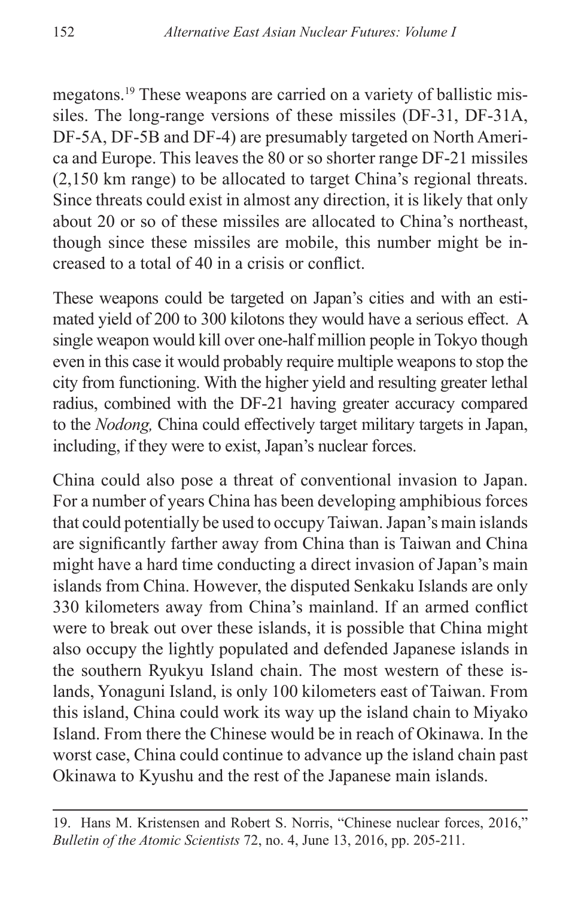megatons.[19] These weapons are carried on a variety of ballistic missiles. The long-range versions of these missiles (DF-31, DF-31A, DF-5A, DF-5B and DF-4) are presumably targeted on North America and Europe. This leaves the 80 or so shorter range DF-21 missiles (2,150 km range) to be allocated to target China's regional threats. Since threats could exist in almost any direction, it is likely that only about 20 or so of these missiles are allocated to China's northeast, though since these missiles are mobile, this number might be increased to a total of 40 in a crisis or conflict.

These weapons could be targeted on Japan's cities and with an estimated yield of 200 to 300 kilotons they would have a serious effect. A single weapon would kill over one-half million people in Tokyo though even in this case it would probably require multiple weapons to stop the city from functioning. With the higher yield and resulting greater lethal radius, combined with the DF-21 having greater accuracy compared to the *Nodong,* China could effectively target military targets in Japan, including, if they were to exist, Japan's nuclear forces.

China could also pose a threat of conventional invasion to Japan. For a number of years China has been developing amphibious forces that could potentially be used to occupy Taiwan. Japan's main islands are significantly farther away from China than is Taiwan and China might have a hard time conducting a direct invasion of Japan's main islands from China. However, the disputed Senkaku Islands are only 330 kilometers away from China's mainland. If an armed conflict were to break out over these islands, it is possible that China might also occupy the lightly populated and defended Japanese islands in the southern Ryukyu Island chain. The most western of these islands, Yonaguni Island, is only 100 kilometers east of Taiwan. From this island, China could work its way up the island chain to Miyako Island. From there the Chinese would be in reach of Okinawa. In the worst case, China could continue to advance up the island chain past Okinawa to Kyushu and the rest of the Japanese main islands.

---

19. Hans M. Kristensen and Robert S. Norris, "Chinese nuclear forces, 2016," *Bulletin of the Atomic Scientists* 72, no. 4, June 13, 2016, pp. 205-211.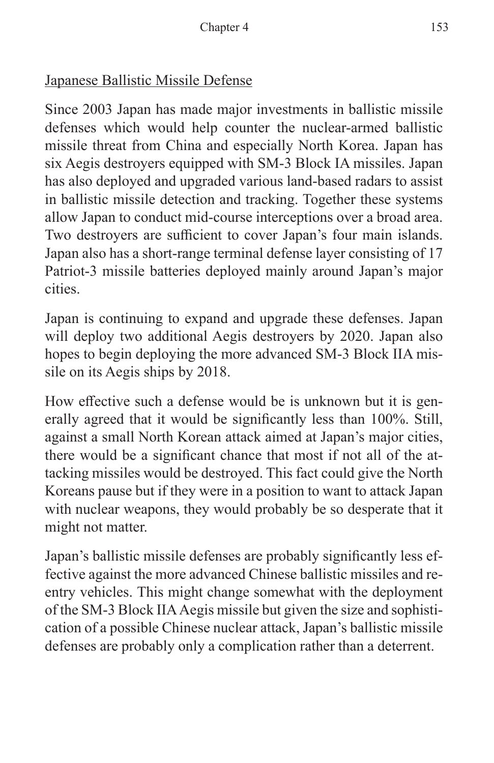## Japanese Ballistic Missile Defense

Since 2003 Japan has made major investments in ballistic missile defenses which would help counter the nuclear-armed ballistic missile threat from China and especially North Korea. Japan has six Aegis destroyers equipped with SM-3 Block IA missiles. Japan has also deployed and upgraded various land-based radars to assist in ballistic missile detection and tracking. Together these systems allow Japan to conduct mid-course interceptions over a broad area. Two destroyers are sufficient to cover Japan's four main islands. Japan also has a short-range terminal defense layer consisting of 17 Patriot-3 missile batteries deployed mainly around Japan's major cities.

Japan is continuing to expand and upgrade these defenses. Japan will deploy two additional Aegis destroyers by 2020. Japan also hopes to begin deploying the more advanced SM-3 Block IIA missile on its Aegis ships by 2018.

How effective such a defense would be is unknown but it is generally agreed that it would be significantly less than 100%. Still, against a small North Korean attack aimed at Japan's major cities, there would be a significant chance that most if not all of the attacking missiles would be destroyed. This fact could give the North Koreans pause but if they were in a position to want to attack Japan with nuclear weapons, they would probably be so desperate that it might not matter.

Japan's ballistic missile defenses are probably significantly less effective against the more advanced Chinese ballistic missiles and reentry vehicles. This might change somewhat with the deployment of the SM-3 Block IIA Aegis missile but given the size and sophistication of a possible Chinese nuclear attack, Japan's ballistic missile defenses are probably only a complication rather than a deterrent.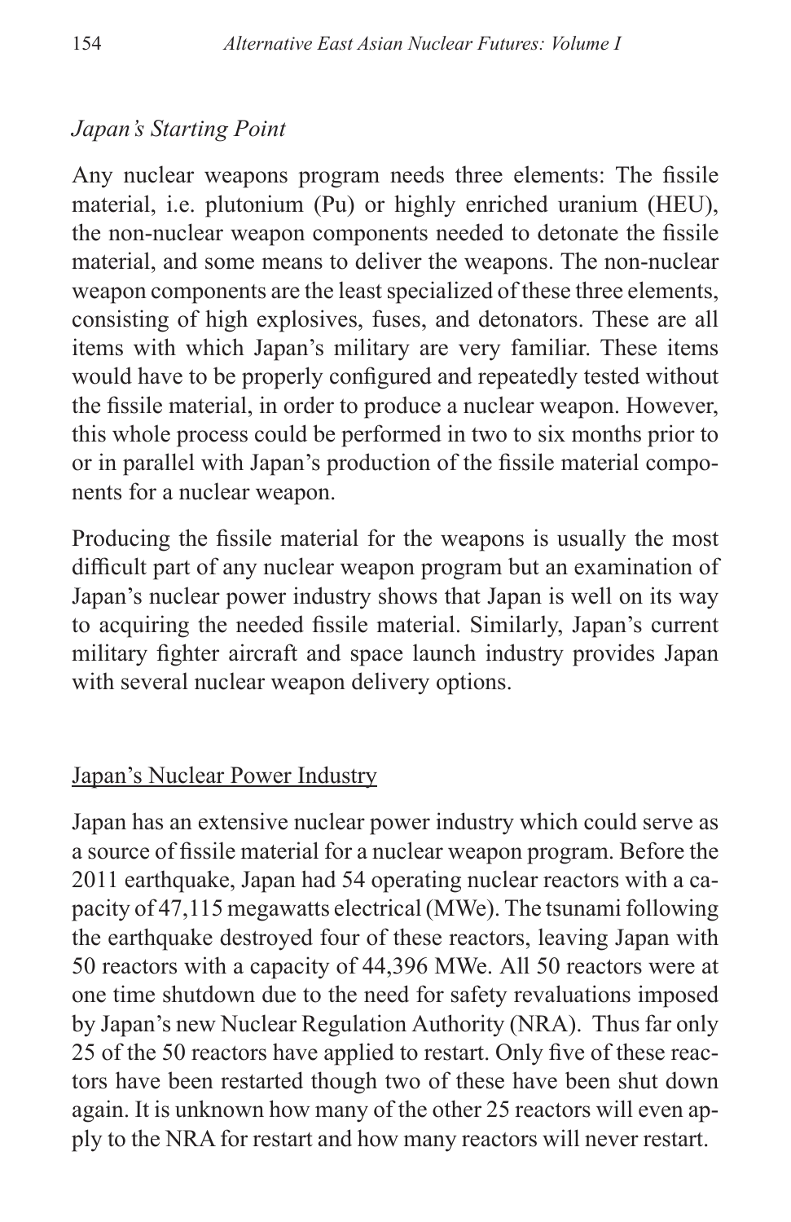*Japan's Starting Point*

Any nuclear weapons program needs three elements: The fissile material, i.e. plutonium (Pu) or highly enriched uranium (HEU), the non-nuclear weapon components needed to detonate the fissile material, and some means to deliver the weapons. The non-nuclear weapon components are the least specialized of these three elements, consisting of high explosives, fuses, and detonators. These are all items with which Japan's military are very familiar. These items would have to be properly configured and repeatedly tested without the fissile material, in order to produce a nuclear weapon. However, this whole process could be performed in two to six months prior to or in parallel with Japan's production of the fissile material components for a nuclear weapon.

Producing the fissile material for the weapons is usually the most difficult part of any nuclear weapon program but an examination of Japan's nuclear power industry shows that Japan is well on its way to acquiring the needed fissile material. Similarly, Japan's current military fighter aircraft and space launch industry provides Japan with several nuclear weapon delivery options.

<u>Japan's Nuclear Power Industry</u>

Japan has an extensive nuclear power industry which could serve as a source of fissile material for a nuclear weapon program. Before the 2011 earthquake, Japan had 54 operating nuclear reactors with a capacity of 47,115 megawatts electrical (MWe). The tsunami following the earthquake destroyed four of these reactors, leaving Japan with 50 reactors with a capacity of 44,396 MWe. All 50 reactors were at one time shutdown due to the need for safety revaluations imposed by Japan's new Nuclear Regulation Authority (NRA). Thus far only 25 of the 50 reactors have applied to restart. Only five of these reactors have been restarted though two of these have been shut down again. It is unknown how many of the other 25 reactors will even apply to the NRA for restart and how many reactors will never restart.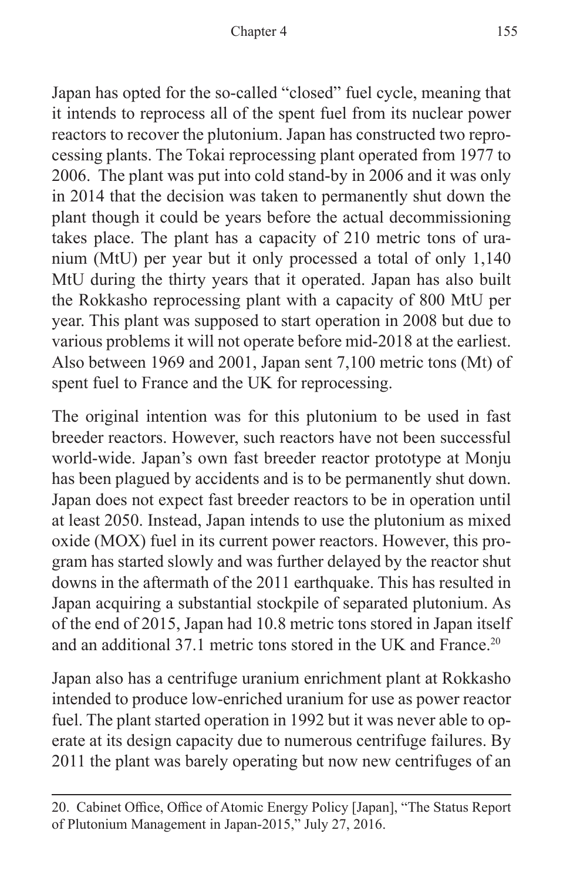Japan has opted for the so-called "closed" fuel cycle, meaning that it intends to reprocess all of the spent fuel from its nuclear power reactors to recover the plutonium. Japan has constructed two reprocessing plants. The Tokai reprocessing plant operated from 1977 to 2006. The plant was put into cold stand-by in 2006 and it was only in 2014 that the decision was taken to permanently shut down the plant though it could be years before the actual decommissioning takes place. The plant has a capacity of 210 metric tons of uranium (MtU) per year but it only processed a total of only 1,140 MtU during the thirty years that it operated. Japan has also built the Rokkasho reprocessing plant with a capacity of 800 MtU per year. This plant was supposed to start operation in 2008 but due to various problems it will not operate before mid-2018 at the earliest. Also between 1969 and 2001, Japan sent 7,100 metric tons (Mt) of spent fuel to France and the UK for reprocessing.

The original intention was for this plutonium to be used in fast breeder reactors. However, such reactors have not been successful world-wide. Japan's own fast breeder reactor prototype at Monju has been plagued by accidents and is to be permanently shut down. Japan does not expect fast breeder reactors to be in operation until at least 2050. Instead, Japan intends to use the plutonium as mixed oxide (MOX) fuel in its current power reactors. However, this program has started slowly and was further delayed by the reactor shut downs in the aftermath of the 2011 earthquake. This has resulted in Japan acquiring a substantial stockpile of separated plutonium. As of the end of 2015, Japan had 10.8 metric tons stored in Japan itself and an additional 37.1 metric tons stored in the UK and France.[20]

Japan also has a centrifuge uranium enrichment plant at Rokkasho intended to produce low-enriched uranium for use as power reactor fuel. The plant started operation in 1992 but it was never able to operate at its design capacity due to numerous centrifuge failures. By 2011 the plant was barely operating but now new centrifuges of an

20. Cabinet Office, Office of Atomic Energy Policy [Japan], "The Status Report of Plutonium Management in Japan-2015," July 27, 2016.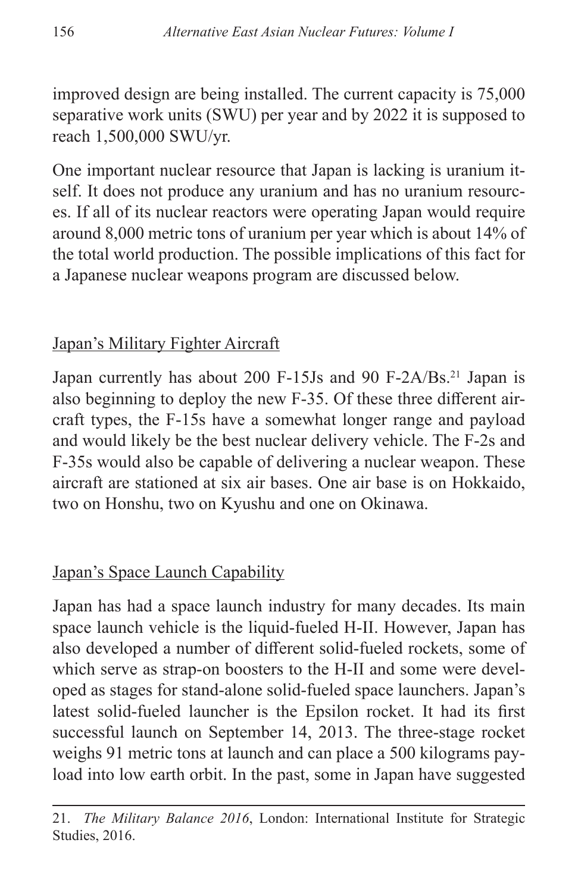improved design are being installed. The current capacity is 75,000 separative work units (SWU) per year and by 2022 it is supposed to reach 1,500,000 SWU/yr.

One important nuclear resource that Japan is lacking is uranium itself. It does not produce any uranium and has no uranium resources. If all of its nuclear reactors were operating Japan would require around 8,000 metric tons of uranium per year which is about 14% of the total world production. The possible implications of this fact for a Japanese nuclear weapons program are discussed below.

## Japan's Military Fighter Aircraft

Japan currently has about 200 F-15Js and 90 F-2A/Bs.[21] Japan is also beginning to deploy the new F-35. Of these three different aircraft types, the F-15s have a somewhat longer range and payload and would likely be the best nuclear delivery vehicle. The F-2s and F-35s would also be capable of delivering a nuclear weapon. These aircraft are stationed at six air bases. One air base is on Hokkaido, two on Honshu, two on Kyushu and one on Okinawa.

## Japan's Space Launch Capability

Japan has had a space launch industry for many decades. Its main space launch vehicle is the liquid-fueled H-II. However, Japan has also developed a number of different solid-fueled rockets, some of which serve as strap-on boosters to the H-II and some were developed as stages for stand-alone solid-fueled space launchers. Japan's latest solid-fueled launcher is the Epsilon rocket. It had its first successful launch on September 14, 2013. The three-stage rocket weighs 91 metric tons at launch and can place a 500 kilograms payload into low earth orbit. In the past, some in Japan have suggested

---

21. *The Military Balance 2016*, London: International Institute for Strategic Studies, 2016.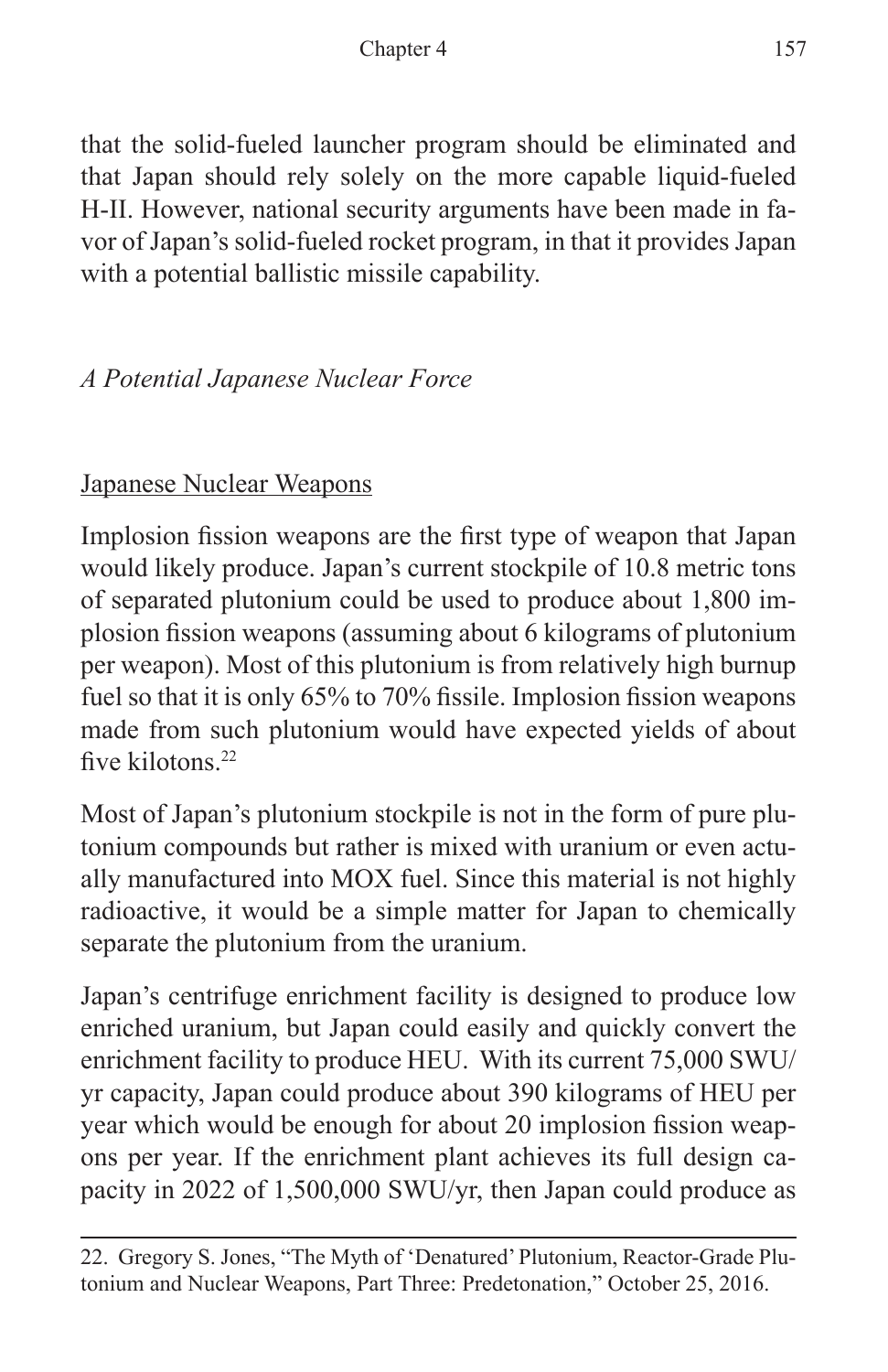that the solid-fueled launcher program should be eliminated and that Japan should rely solely on the more capable liquid-fueled H-II. However, national security arguments have been made in favor of Japan's solid-fueled rocket program, in that it provides Japan with a potential ballistic missile capability.

### *A Potential Japanese Nuclear Force*

#### Japanese Nuclear Weapons

Implosion fission weapons are the first type of weapon that Japan would likely produce. Japan's current stockpile of 10.8 metric tons of separated plutonium could be used to produce about 1,800 implosion fission weapons (assuming about 6 kilograms of plutonium per weapon). Most of this plutonium is from relatively high burnup fuel so that it is only 65% to 70% fissile. Implosion fission weapons made from such plutonium would have expected yields of about five kilotons.[22]

Most of Japan's plutonium stockpile is not in the form of pure plutonium compounds but rather is mixed with uranium or even actually manufactured into MOX fuel. Since this material is not highly radioactive, it would be a simple matter for Japan to chemically separate the plutonium from the uranium.

Japan's centrifuge enrichment facility is designed to produce low enriched uranium, but Japan could easily and quickly convert the enrichment facility to produce HEU. With its current 75,000 SWU/yr capacity, Japan could produce about 390 kilograms of HEU per year which would be enough for about 20 implosion fission weapons per year. If the enrichment plant achieves its full design capacity in 2022 of 1,500,000 SWU/yr, then Japan could produce as

22. Gregory S. Jones, "The Myth of 'Denatured' Plutonium, Reactor-Grade Plutonium and Nuclear Weapons, Part Three: Predetonation," October 25, 2016.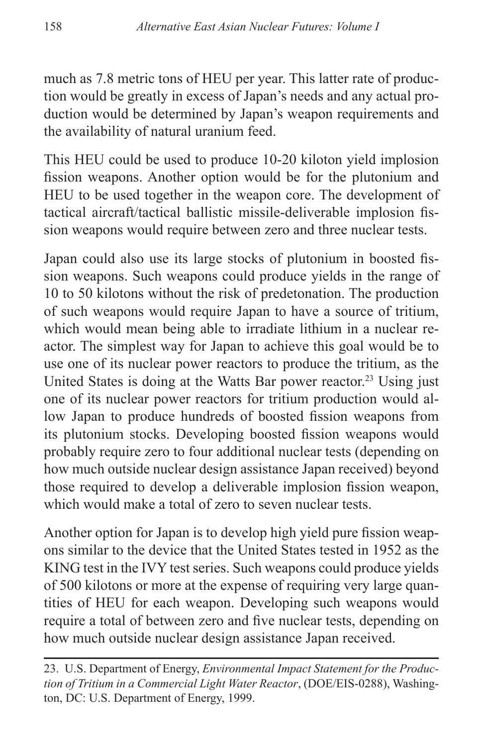much as 7.8 metric tons of HEU per year. This latter rate of production would be greatly in excess of Japan's needs and any actual production would be determined by Japan's weapon requirements and the availability of natural uranium feed.

This HEU could be used to produce 10-20 kiloton yield implosion fission weapons. Another option would be for the plutonium and HEU to be used together in the weapon core. The development of tactical aircraft/tactical ballistic missile-deliverable implosion fission weapons would require between zero and three nuclear tests.

Japan could also use its large stocks of plutonium in boosted fission weapons. Such weapons could produce yields in the range of 10 to 50 kilotons without the risk of predetonation. The production of such weapons would require Japan to have a source of tritium, which would mean being able to irradiate lithium in a nuclear reactor. The simplest way for Japan to achieve this goal would be to use one of its nuclear power reactors to produce the tritium, as the United States is doing at the Watts Bar power reactor.[23] Using just one of its nuclear power reactors for tritium production would allow Japan to produce hundreds of boosted fission weapons from its plutonium stocks. Developing boosted fission weapons would probably require zero to four additional nuclear tests (depending on how much outside nuclear design assistance Japan received) beyond those required to develop a deliverable implosion fission weapon, which would make a total of zero to seven nuclear tests.

Another option for Japan is to develop high yield pure fission weapons similar to the device that the United States tested in 1952 as the KING test in the IVY test series. Such weapons could produce yields of 500 kilotons or more at the expense of requiring very large quantities of HEU for each weapon. Developing such weapons would require a total of between zero and five nuclear tests, depending on how much outside nuclear design assistance Japan received.

---

23. U.S. Department of Energy, *Environmental Impact Statement for the Production of Tritium in a Commercial Light Water Reactor*, (DOE/EIS-0288), Washington, DC: U.S. Department of Energy, 1999.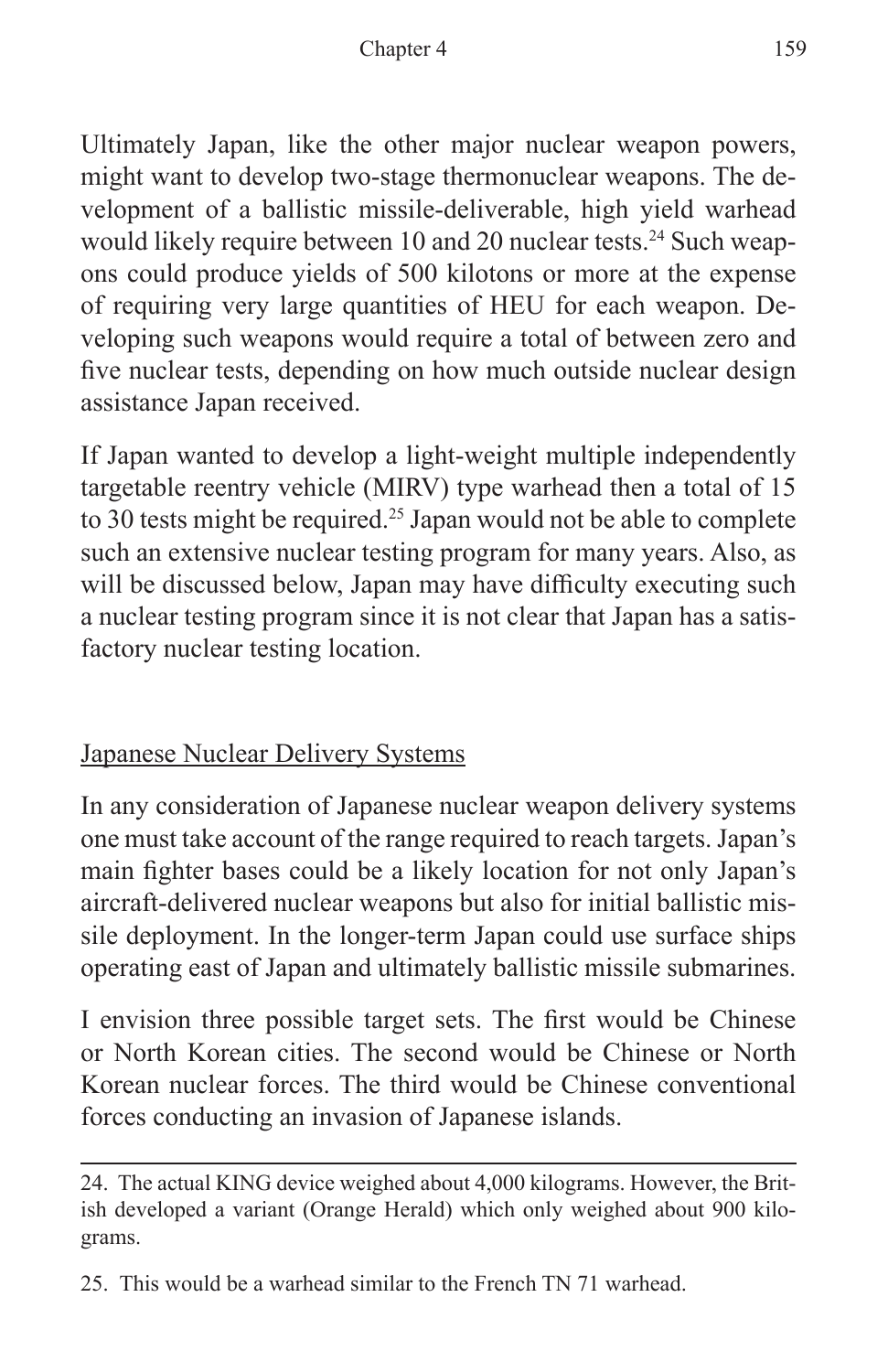Ultimately Japan, like the other major nuclear weapon powers, might want to develop two-stage thermonuclear weapons. The development of a ballistic missile-deliverable, high yield warhead would likely require between 10 and 20 nuclear tests.[24] Such weapons could produce yields of 500 kilotons or more at the expense of requiring very large quantities of HEU for each weapon. Developing such weapons would require a total of between zero and five nuclear tests, depending on how much outside nuclear design assistance Japan received.

If Japan wanted to develop a light-weight multiple independently targetable reentry vehicle (MIRV) type warhead then a total of 15 to 30 tests might be required.[25] Japan would not be able to complete such an extensive nuclear testing program for many years. Also, as will be discussed below, Japan may have difficulty executing such a nuclear testing program since it is not clear that Japan has a satisfactory nuclear testing location.

## Japanese Nuclear Delivery Systems

In any consideration of Japanese nuclear weapon delivery systems one must take account of the range required to reach targets. Japan's main fighter bases could be a likely location for not only Japan's aircraft-delivered nuclear weapons but also for initial ballistic missile deployment. In the longer-term Japan could use surface ships operating east of Japan and ultimately ballistic missile submarines.

I envision three possible target sets. The first would be Chinese or North Korean cities. The second would be Chinese or North Korean nuclear forces. The third would be Chinese conventional forces conducting an invasion of Japanese islands.

---

24. The actual KING device weighed about 4,000 kilograms. However, the British developed a variant (Orange Herald) which only weighed about 900 kilograms.

25. This would be a warhead similar to the French TN 71 warhead.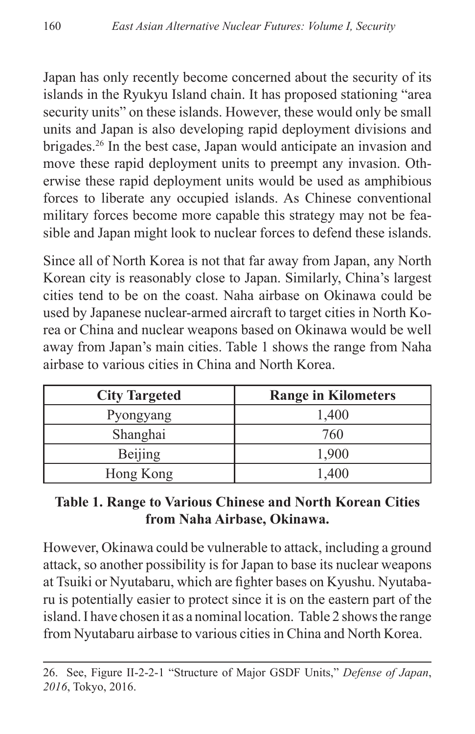Japan has only recently become concerned about the security of its islands in the Ryukyu Island chain. It has proposed stationing "area security units" on these islands. However, these would only be small units and Japan is also developing rapid deployment divisions and brigades.[26] In the best case, Japan would anticipate an invasion and move these rapid deployment units to preempt any invasion. Otherwise these rapid deployment units would be used as amphibious forces to liberate any occupied islands. As Chinese conventional military forces become more capable this strategy may not be feasible and Japan might look to nuclear forces to defend these islands.

Since all of North Korea is not that far away from Japan, any North Korean city is reasonably close to Japan. Similarly, China's largest cities tend to be on the coast. Naha airbase on Okinawa could be used by Japanese nuclear-armed aircraft to target cities in North Korea or China and nuclear weapons based on Okinawa would be well away from Japan's main cities. Table 1 shows the range from Naha airbase to various cities in China and North Korea.

| City Targeted | Range in Kilometers |
|---|---|
| Pyongyang | 1,400 |
| Shanghai | 760 |
| Beijing | 1,900 |
| Hong Kong | 1,400 |

**Table 1. Range to Various Chinese and North Korean Cities from Naha Airbase, Okinawa.**

However, Okinawa could be vulnerable to attack, including a ground attack, so another possibility is for Japan to base its nuclear weapons at Tsuiki or Nyutabaru, which are fighter bases on Kyushu. Nyutabaru is potentially easier to protect since it is on the eastern part of the island. I have chosen it as a nominal location. Table 2 shows the range from Nyutabaru airbase to various cities in China and North Korea.

---

26. See, Figure II-2-2-1 "Structure of Major GSDF Units," *Defense of Japan, 2016*, Tokyo, 2016.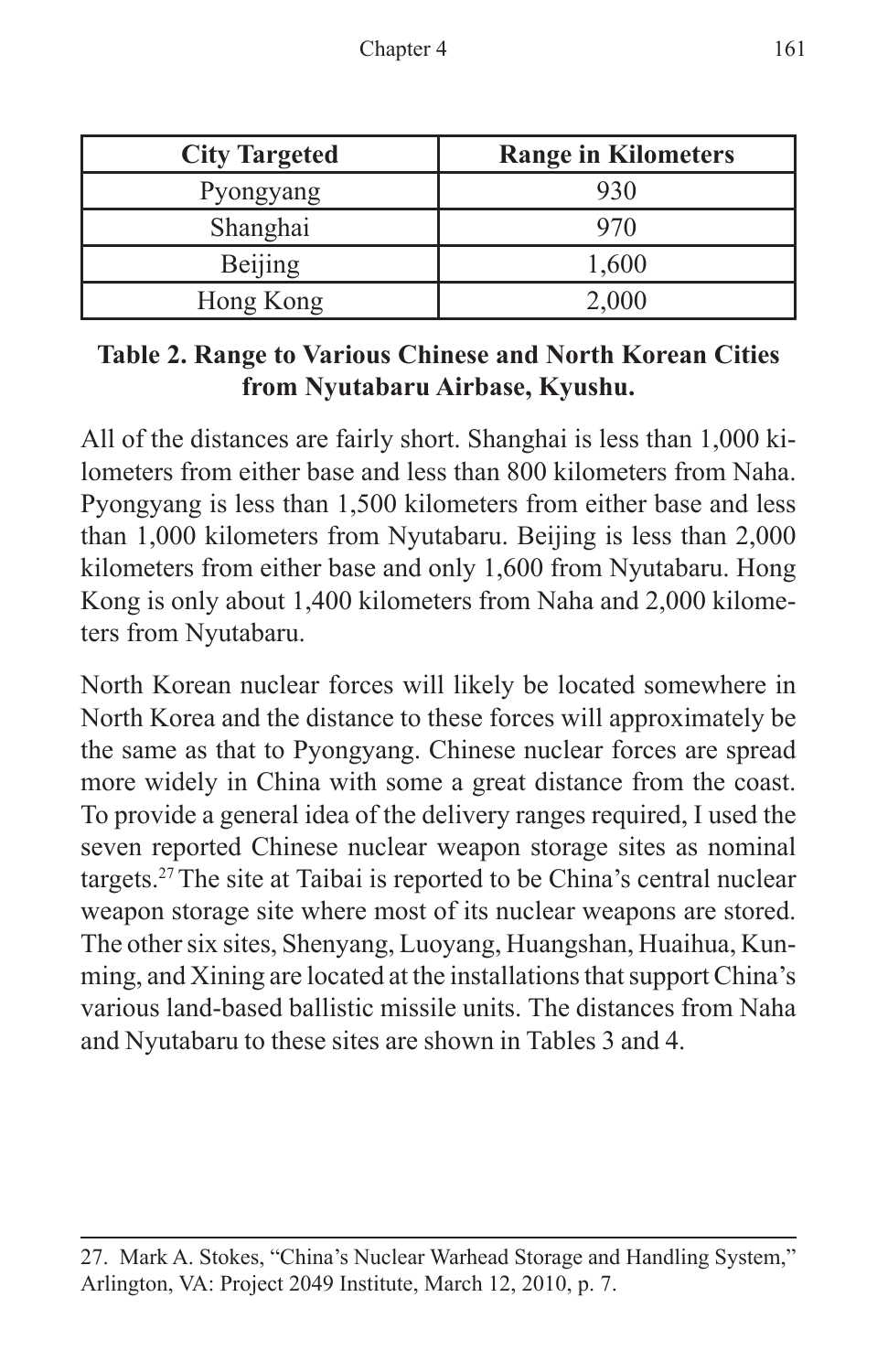| City Targeted | Range in Kilometers |
|---|---|
| Pyongyang | 930 |
| Shanghai | 970 |
| Beijing | 1,600 |
| Hong Kong | 2,000 |

**Table 2. Range to Various Chinese and North Korean Cities from Nyutabaru Airbase, Kyushu.**

All of the distances are fairly short. Shanghai is less than 1,000 kilometers from either base and less than 800 kilometers from Naha. Pyongyang is less than 1,500 kilometers from either base and less than 1,000 kilometers from Nyutabaru. Beijing is less than 2,000 kilometers from either base and only 1,600 from Nyutabaru. Hong Kong is only about 1,400 kilometers from Naha and 2,000 kilometers from Nyutabaru.

North Korean nuclear forces will likely be located somewhere in North Korea and the distance to these forces will approximately be the same as that to Pyongyang. Chinese nuclear forces are spread more widely in China with some a great distance from the coast. To provide a general idea of the delivery ranges required, I used the seven reported Chinese nuclear weapon storage sites as nominal targets.[27] The site at Taibai is reported to be China's central nuclear weapon storage site where most of its nuclear weapons are stored. The other six sites, Shenyang, Luoyang, Huangshan, Huaihua, Kunming, and Xining are located at the installations that support China's various land-based ballistic missile units. The distances from Naha and Nyutabaru to these sites are shown in Tables 3 and 4.

---

27. Mark A. Stokes, "China's Nuclear Warhead Storage and Handling System," Arlington, VA: Project 2049 Institute, March 12, 2010, p. 7.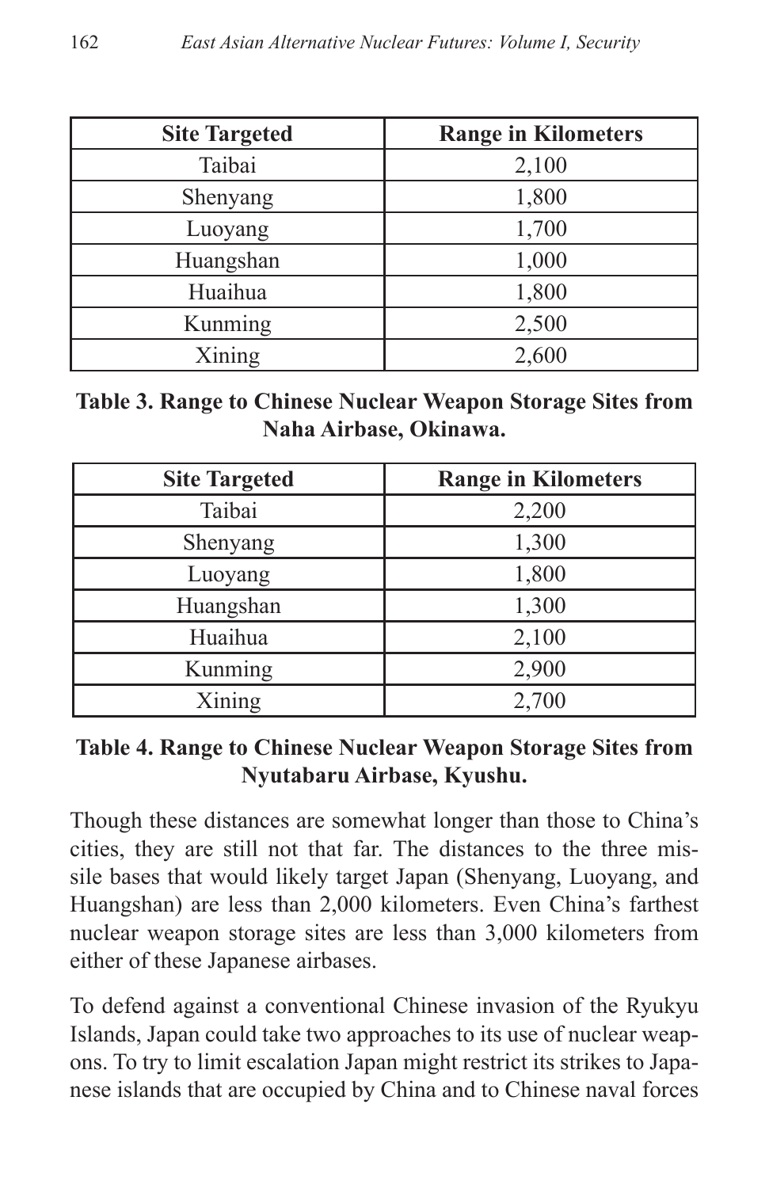| Site Targeted | Range in Kilometers |
| --- | --- |
| Taibai | 2,100 |
| Shenyang | 1,800 |
| Luoyang | 1,700 |
| Huangshan | 1,000 |
| Huaihua | 1,800 |
| Kunming | 2,500 |
| Xining | 2,600 |

**Table 3. Range to Chinese Nuclear Weapon Storage Sites from Naha Airbase, Okinawa.**

| Site Targeted | Range in Kilometers |
| --- | --- |
| Taibai | 2,200 |
| Shenyang | 1,300 |
| Luoyang | 1,800 |
| Huangshan | 1,300 |
| Huaihua | 2,100 |
| Kunming | 2,900 |
| Xining | 2,700 |

**Table 4. Range to Chinese Nuclear Weapon Storage Sites from Nyutabaru Airbase, Kyushu.**

Though these distances are somewhat longer than those to China's cities, they are still not that far. The distances to the three missile bases that would likely target Japan (Shenyang, Luoyang, and Huangshan) are less than 2,000 kilometers. Even China's farthest nuclear weapon storage sites are less than 3,000 kilometers from either of these Japanese airbases.

To defend against a conventional Chinese invasion of the Ryukyu Islands, Japan could take two approaches to its use of nuclear weapons. To try to limit escalation Japan might restrict its strikes to Japanese islands that are occupied by China and to Chinese naval forces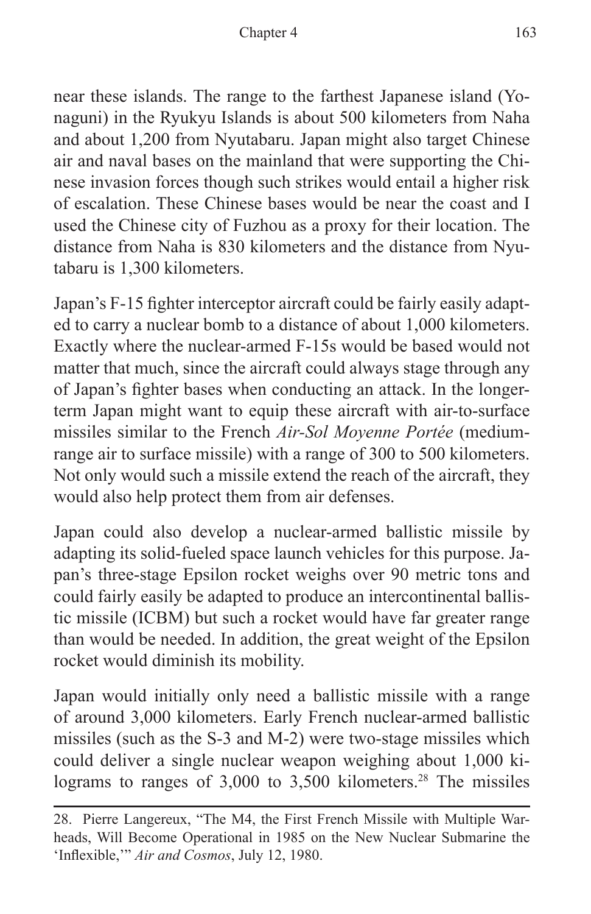near these islands. The range to the farthest Japanese island (Yonaguni) in the Ryukyu Islands is about 500 kilometers from Naha and about 1,200 from Nyutabaru. Japan might also target Chinese air and naval bases on the mainland that were supporting the Chinese invasion forces though such strikes would entail a higher risk of escalation. These Chinese bases would be near the coast and I used the Chinese city of Fuzhou as a proxy for their location. The distance from Naha is 830 kilometers and the distance from Nyutabaru is 1,300 kilometers.

Japan's F-15 fighter interceptor aircraft could be fairly easily adapted to carry a nuclear bomb to a distance of about 1,000 kilometers. Exactly where the nuclear-armed F-15s would be based would not matter that much, since the aircraft could always stage through any of Japan's fighter bases when conducting an attack. In the longer-term Japan might want to equip these aircraft with air-to-surface missiles similar to the French *Air-Sol Moyenne Portée* (medium-range air to surface missile) with a range of 300 to 500 kilometers. Not only would such a missile extend the reach of the aircraft, they would also help protect them from air defenses.

Japan could also develop a nuclear-armed ballistic missile by adapting its solid-fueled space launch vehicles for this purpose. Japan's three-stage Epsilon rocket weighs over 90 metric tons and could fairly easily be adapted to produce an intercontinental ballistic missile (ICBM) but such a rocket would have far greater range than would be needed. In addition, the great weight of the Epsilon rocket would diminish its mobility.

Japan would initially only need a ballistic missile with a range of around 3,000 kilometers. Early French nuclear-armed ballistic missiles (such as the S-3 and M-2) were two-stage missiles which could deliver a single nuclear weapon weighing about 1,000 kilograms to ranges of 3,000 to 3,500 kilometers.[28] The missiles

28. Pierre Langereux, "The M4, the First French Missile with Multiple Warheads, Will Become Operational in 1985 on the New Nuclear Submarine the 'Inflexible,'" *Air and Cosmos*, July 12, 1980.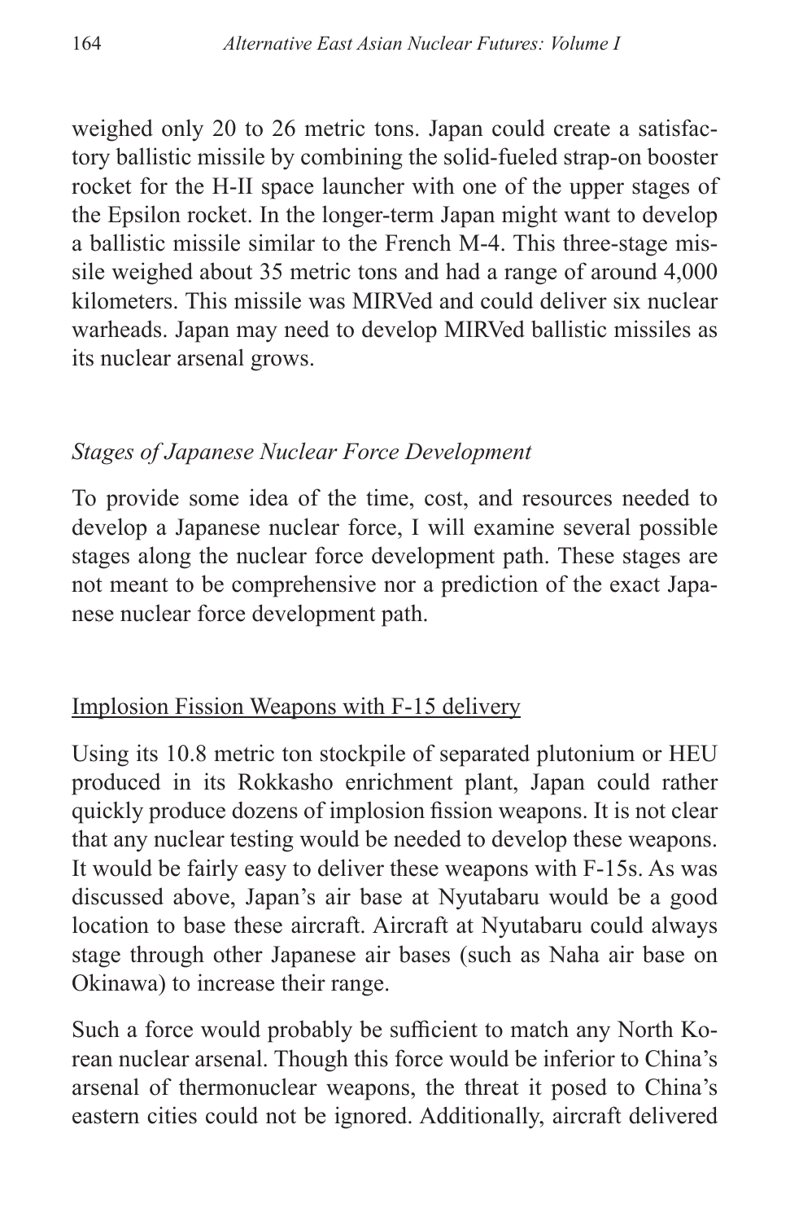weighed only 20 to 26 metric tons. Japan could create a satisfactory ballistic missile by combining the solid-fueled strap-on booster rocket for the H-II space launcher with one of the upper stages of the Epsilon rocket. In the longer-term Japan might want to develop a ballistic missile similar to the French M-4. This three-stage missile weighed about 35 metric tons and had a range of around 4,000 kilometers. This missile was MIRVed and could deliver six nuclear warheads. Japan may need to develop MIRVed ballistic missiles as its nuclear arsenal grows.

### *Stages of Japanese Nuclear Force Development*

To provide some idea of the time, cost, and resources needed to develop a Japanese nuclear force, I will examine several possible stages along the nuclear force development path. These stages are not meant to be comprehensive nor a prediction of the exact Japanese nuclear force development path.

#### Implosion Fission Weapons with F-15 delivery

Using its 10.8 metric ton stockpile of separated plutonium or HEU produced in its Rokkasho enrichment plant, Japan could rather quickly produce dozens of implosion fission weapons. It is not clear that any nuclear testing would be needed to develop these weapons. It would be fairly easy to deliver these weapons with F-15s. As was discussed above, Japan's air base at Nyutabaru would be a good location to base these aircraft. Aircraft at Nyutabaru could always stage through other Japanese air bases (such as Naha air base on Okinawa) to increase their range.

Such a force would probably be sufficient to match any North Korean nuclear arsenal. Though this force would be inferior to China's arsenal of thermonuclear weapons, the threat it posed to China's eastern cities could not be ignored. Additionally, aircraft delivered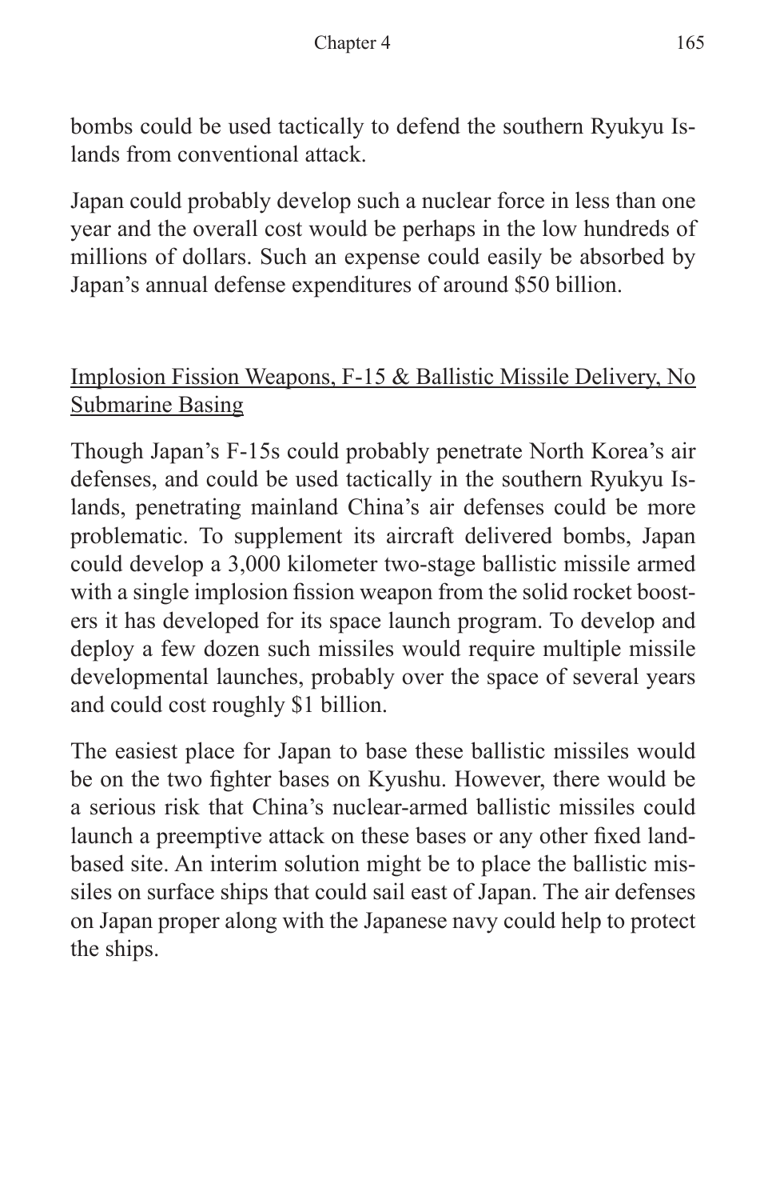bombs could be used tactically to defend the southern Ryukyu Islands from conventional attack.

Japan could probably develop such a nuclear force in less than one year and the overall cost would be perhaps in the low hundreds of millions of dollars. Such an expense could easily be absorbed by Japan's annual defense expenditures of around $50 billion.

<u>Implosion Fission Weapons, F-15 & Ballistic Missile Delivery, No Submarine Basing</u>

Though Japan's F-15s could probably penetrate North Korea's air defenses, and could be used tactically in the southern Ryukyu Islands, penetrating mainland China's air defenses could be more problematic. To supplement its aircraft delivered bombs, Japan could develop a 3,000 kilometer two-stage ballistic missile armed with a single implosion fission weapon from the solid rocket boosters it has developed for its space launch program. To develop and deploy a few dozen such missiles would require multiple missile developmental launches, probably over the space of several years and could cost roughly $1 billion.

The easiest place for Japan to base these ballistic missiles would be on the two fighter bases on Kyushu. However, there would be a serious risk that China's nuclear-armed ballistic missiles could launch a preemptive attack on these bases or any other fixed land-based site. An interim solution might be to place the ballistic missiles on surface ships that could sail east of Japan. The air defenses on Japan proper along with the Japanese navy could help to protect the ships.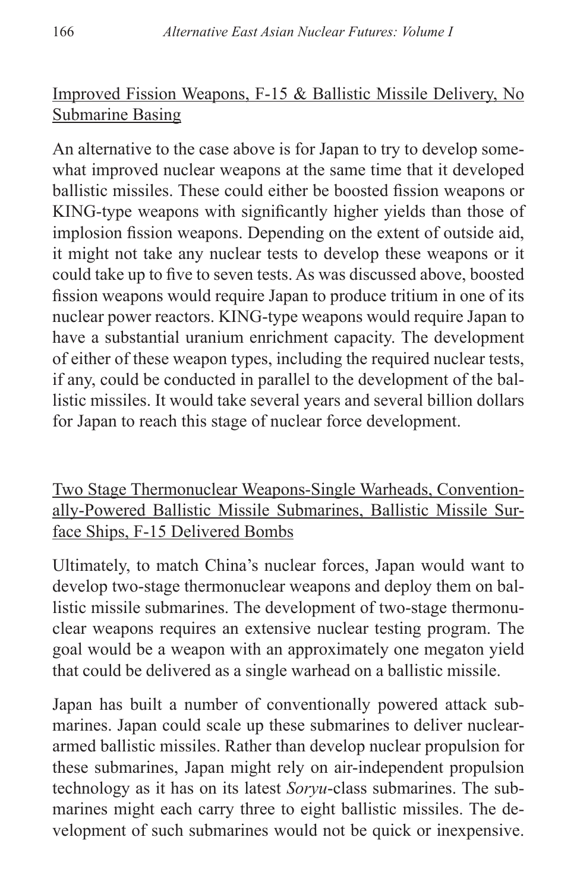Improved Fission Weapons, F-15 & Ballistic Missile Delivery, No Submarine Basing

An alternative to the case above is for Japan to try to develop somewhat improved nuclear weapons at the same time that it developed ballistic missiles. These could either be boosted fission weapons or KING-type weapons with significantly higher yields than those of implosion fission weapons. Depending on the extent of outside aid, it might not take any nuclear tests to develop these weapons or it could take up to five to seven tests. As was discussed above, boosted fission weapons would require Japan to produce tritium in one of its nuclear power reactors. KING-type weapons would require Japan to have a substantial uranium enrichment capacity. The development of either of these weapon types, including the required nuclear tests, if any, could be conducted in parallel to the development of the ballistic missiles. It would take several years and several billion dollars for Japan to reach this stage of nuclear force development.

Two Stage Thermonuclear Weapons-Single Warheads, Conventionally-Powered Ballistic Missile Submarines, Ballistic Missile Surface Ships, F-15 Delivered Bombs

Ultimately, to match China's nuclear forces, Japan would want to develop two-stage thermonuclear weapons and deploy them on ballistic missile submarines. The development of two-stage thermonuclear weapons requires an extensive nuclear testing program. The goal would be a weapon with an approximately one megaton yield that could be delivered as a single warhead on a ballistic missile.

Japan has built a number of conventionally powered attack submarines. Japan could scale up these submarines to deliver nuclear-armed ballistic missiles. Rather than develop nuclear propulsion for these submarines, Japan might rely on air-independent propulsion technology as it has on its latest *Soryu*-class submarines. The submarines might each carry three to eight ballistic missiles. The development of such submarines would not be quick or inexpensive.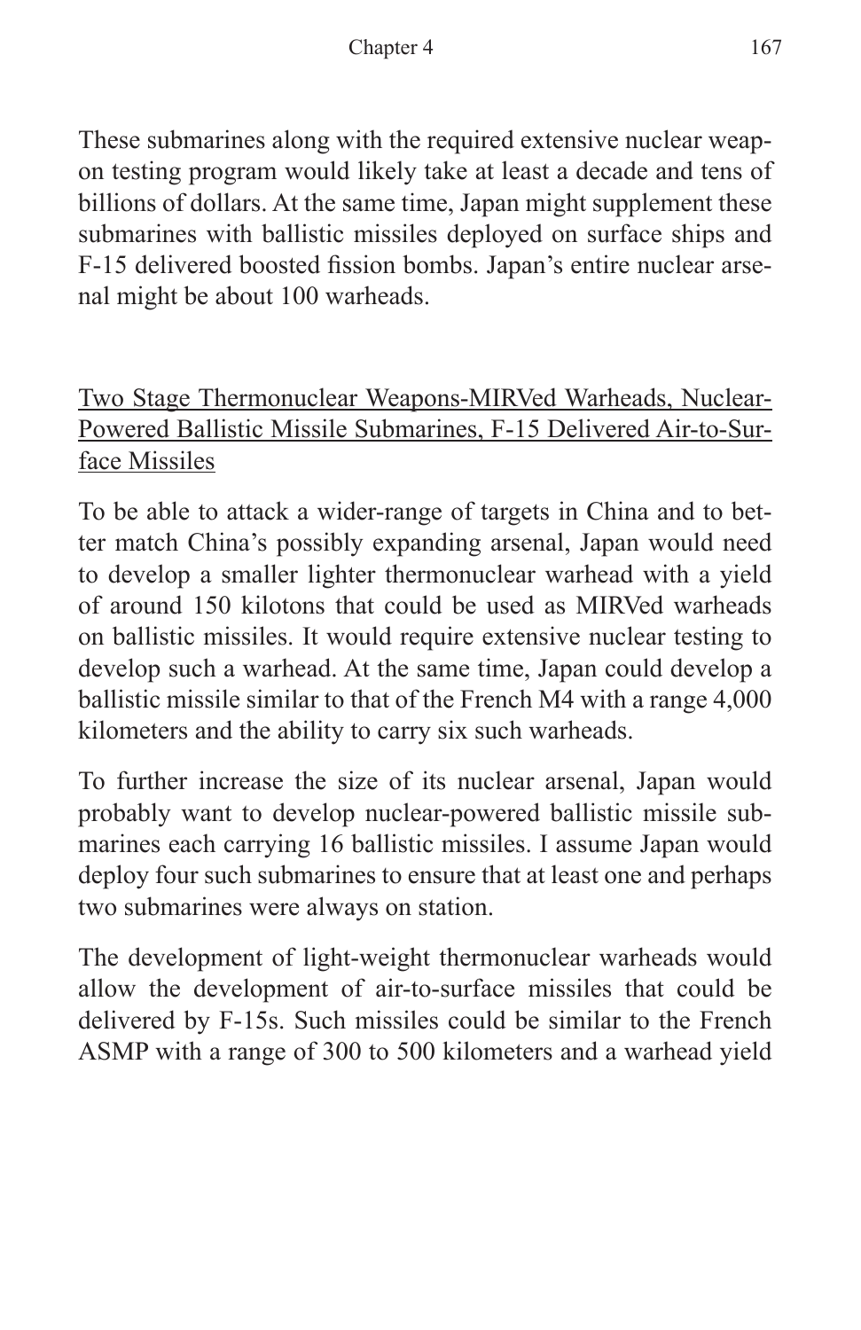These submarines along with the required extensive nuclear weapon testing program would likely take at least a decade and tens of billions of dollars. At the same time, Japan might supplement these submarines with ballistic missiles deployed on surface ships and F-15 delivered boosted fission bombs. Japan's entire nuclear arsenal might be about 100 warheads.

<u>Two Stage Thermonuclear Weapons-MIRVed Warheads, Nuclear-Powered Ballistic Missile Submarines, F-15 Delivered Air-to-Surface Missiles</u>

To be able to attack a wider-range of targets in China and to better match China's possibly expanding arsenal, Japan would need to develop a smaller lighter thermonuclear warhead with a yield of around 150 kilotons that could be used as MIRVed warheads on ballistic missiles. It would require extensive nuclear testing to develop such a warhead. At the same time, Japan could develop a ballistic missile similar to that of the French M4 with a range 4,000 kilometers and the ability to carry six such warheads.

To further increase the size of its nuclear arsenal, Japan would probably want to develop nuclear-powered ballistic missile submarines each carrying 16 ballistic missiles. I assume Japan would deploy four such submarines to ensure that at least one and perhaps two submarines were always on station.

The development of light-weight thermonuclear warheads would allow the development of air-to-surface missiles that could be delivered by F-15s. Such missiles could be similar to the French ASMP with a range of 300 to 500 kilometers and a warhead yield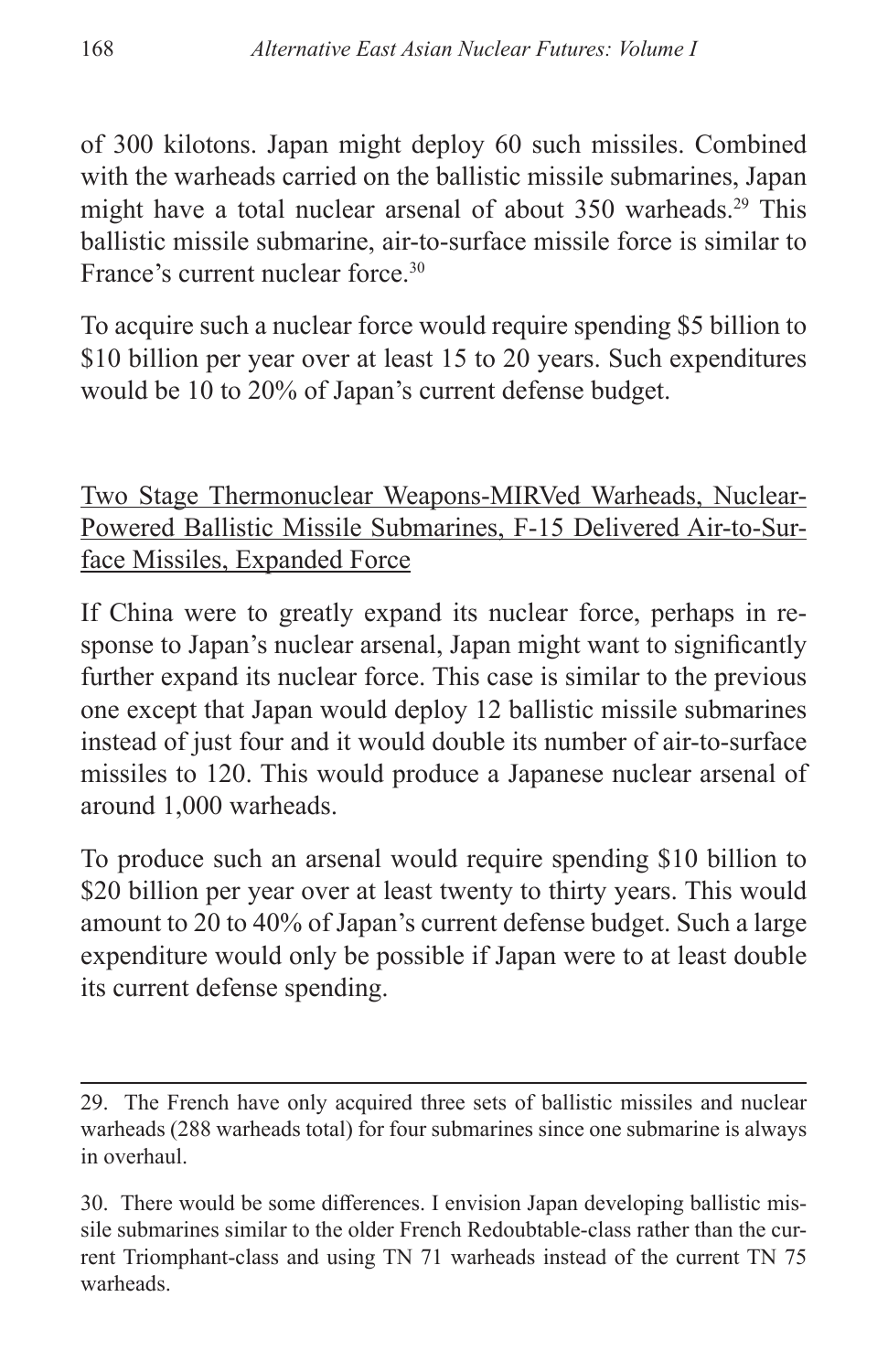of 300 kilotons. Japan might deploy 60 such missiles. Combined with the warheads carried on the ballistic missile submarines, Japan might have a total nuclear arsenal of about 350 warheads.[29] This ballistic missile submarine, air-to-surface missile force is similar to France's current nuclear force.[30]

To acquire such a nuclear force would require spending $5 billion to $10 billion per year over at least 15 to 20 years. Such expenditures would be 10 to 20% of Japan's current defense budget.

### Two Stage Thermonuclear Weapons-MIRVed Warheads, Nuclear-Powered Ballistic Missile Submarines, F-15 Delivered Air-to-Surface Missiles, Expanded Force

If China were to greatly expand its nuclear force, perhaps in response to Japan's nuclear arsenal, Japan might want to significantly further expand its nuclear force. This case is similar to the previous one except that Japan would deploy 12 ballistic missile submarines instead of just four and it would double its number of air-to-surface missiles to 120. This would produce a Japanese nuclear arsenal of around 1,000 warheads.

To produce such an arsenal would require spending $10 billion to $20 billion per year over at least twenty to thirty years. This would amount to 20 to 40% of Japan's current defense budget. Such a large expenditure would only be possible if Japan were to at least double its current defense spending.

---

29. The French have only acquired three sets of ballistic missiles and nuclear warheads (288 warheads total) for four submarines since one submarine is always in overhaul.

30. There would be some differences. I envision Japan developing ballistic missile submarines similar to the older French Redoubtable-class rather than the current Triomphant-class and using TN 71 warheads instead of the current TN 75 warheads.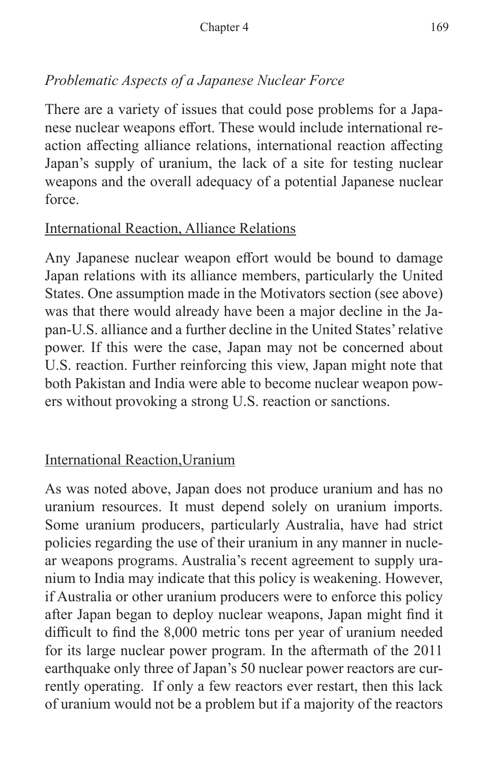*Problematic Aspects of a Japanese Nuclear Force*

There are a variety of issues that could pose problems for a Japanese nuclear weapons effort. These would include international reaction affecting alliance relations, international reaction affecting Japan's supply of uranium, the lack of a site for testing nuclear weapons and the overall adequacy of a potential Japanese nuclear force.

International Reaction, Alliance Relations

Any Japanese nuclear weapon effort would be bound to damage Japan relations with its alliance members, particularly the United States. One assumption made in the Motivators section (see above) was that there would already have been a major decline in the Japan-U.S. alliance and a further decline in the United States' relative power. If this were the case, Japan may not be concerned about U.S. reaction. Further reinforcing this view, Japan might note that both Pakistan and India were able to become nuclear weapon powers without provoking a strong U.S. reaction or sanctions.

International Reaction,Uranium

As was noted above, Japan does not produce uranium and has no uranium resources. It must depend solely on uranium imports. Some uranium producers, particularly Australia, have had strict policies regarding the use of their uranium in any manner in nuclear weapons programs. Australia's recent agreement to supply uranium to India may indicate that this policy is weakening. However, if Australia or other uranium producers were to enforce this policy after Japan began to deploy nuclear weapons, Japan might find it difficult to find the 8,000 metric tons per year of uranium needed for its large nuclear power program. In the aftermath of the 2011 earthquake only three of Japan's 50 nuclear power reactors are currently operating. If only a few reactors ever restart, then this lack of uranium would not be a problem but if a majority of the reactors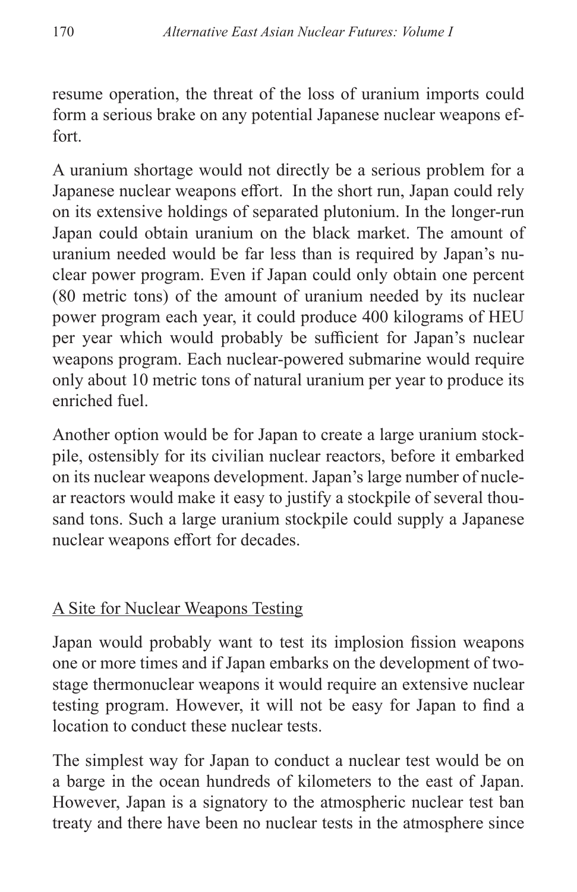resume operation, the threat of the loss of uranium imports could form a serious brake on any potential Japanese nuclear weapons effort.

A uranium shortage would not directly be a serious problem for a Japanese nuclear weapons effort. In the short run, Japan could rely on its extensive holdings of separated plutonium. In the longer-run Japan could obtain uranium on the black market. The amount of uranium needed would be far less than is required by Japan's nuclear power program. Even if Japan could only obtain one percent (80 metric tons) of the amount of uranium needed by its nuclear power program each year, it could produce 400 kilograms of HEU per year which would probably be sufficient for Japan's nuclear weapons program. Each nuclear-powered submarine would require only about 10 metric tons of natural uranium per year to produce its enriched fuel.

Another option would be for Japan to create a large uranium stockpile, ostensibly for its civilian nuclear reactors, before it embarked on its nuclear weapons development. Japan's large number of nuclear reactors would make it easy to justify a stockpile of several thousand tons. Such a large uranium stockpile could supply a Japanese nuclear weapons effort for decades.

## A Site for Nuclear Weapons Testing

Japan would probably want to test its implosion fission weapons one or more times and if Japan embarks on the development of two-stage thermonuclear weapons it would require an extensive nuclear testing program. However, it will not be easy for Japan to find a location to conduct these nuclear tests.

The simplest way for Japan to conduct a nuclear test would be on a barge in the ocean hundreds of kilometers to the east of Japan. However, Japan is a signatory to the atmospheric nuclear test ban treaty and there have been no nuclear tests in the atmosphere since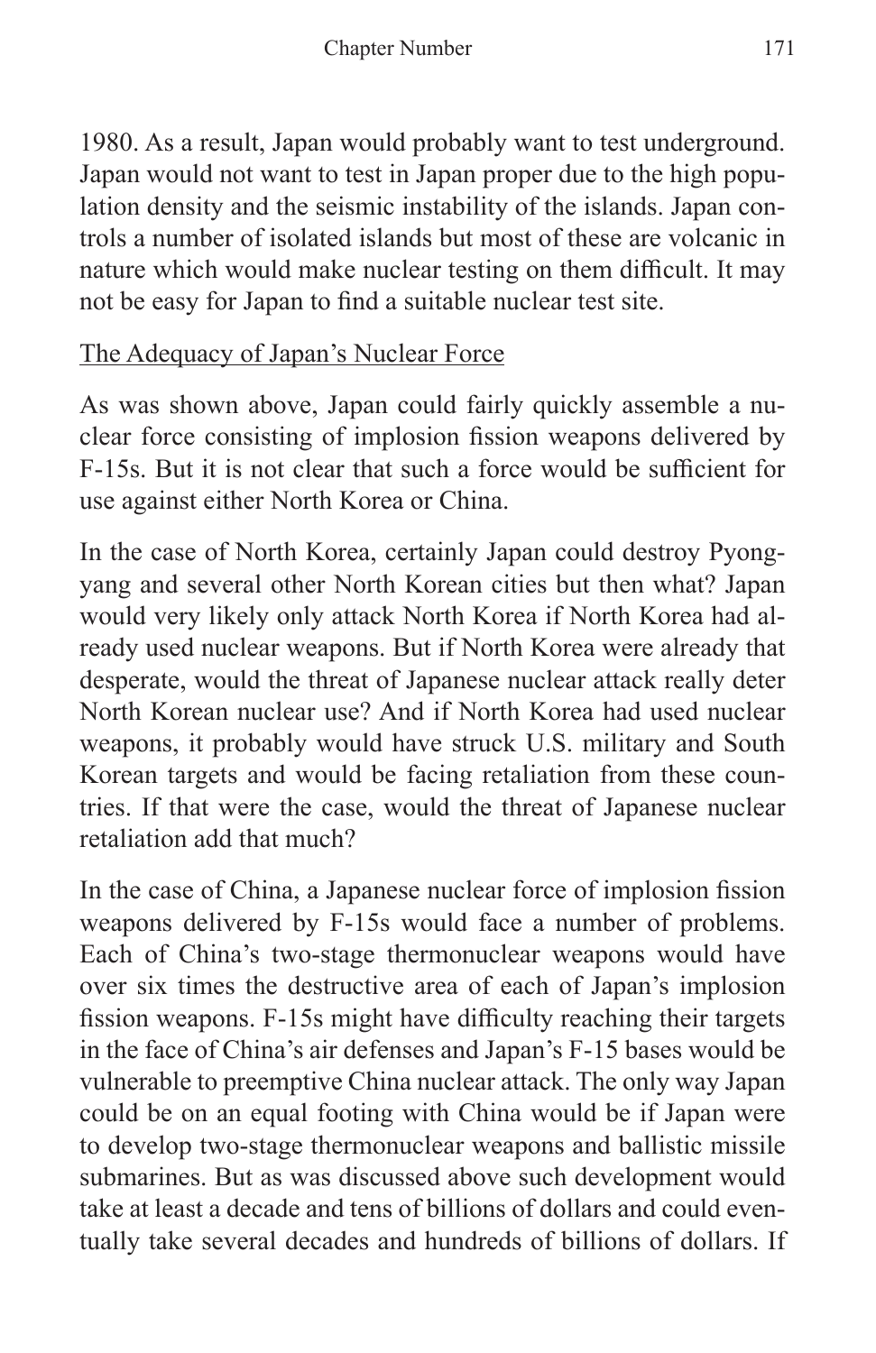1980. As a result, Japan would probably want to test underground. Japan would not want to test in Japan proper due to the high population density and the seismic instability of the islands. Japan controls a number of isolated islands but most of these are volcanic in nature which would make nuclear testing on them difficult. It may not be easy for Japan to find a suitable nuclear test site.

## The Adequacy of Japan's Nuclear Force

As was shown above, Japan could fairly quickly assemble a nuclear force consisting of implosion fission weapons delivered by F-15s. But it is not clear that such a force would be sufficient for use against either North Korea or China.

In the case of North Korea, certainly Japan could destroy Pyongyang and several other North Korean cities but then what? Japan would very likely only attack North Korea if North Korea had already used nuclear weapons. But if North Korea were already that desperate, would the threat of Japanese nuclear attack really deter North Korean nuclear use? And if North Korea had used nuclear weapons, it probably would have struck U.S. military and South Korean targets and would be facing retaliation from these countries. If that were the case, would the threat of Japanese nuclear retaliation add that much?

In the case of China, a Japanese nuclear force of implosion fission weapons delivered by F-15s would face a number of problems. Each of China's two-stage thermonuclear weapons would have over six times the destructive area of each of Japan's implosion fission weapons. F-15s might have difficulty reaching their targets in the face of China's air defenses and Japan's F-15 bases would be vulnerable to preemptive China nuclear attack. The only way Japan could be on an equal footing with China would be if Japan were to develop two-stage thermonuclear weapons and ballistic missile submarines. But as was discussed above such development would take at least a decade and tens of billions of dollars and could eventually take several decades and hundreds of billions of dollars. If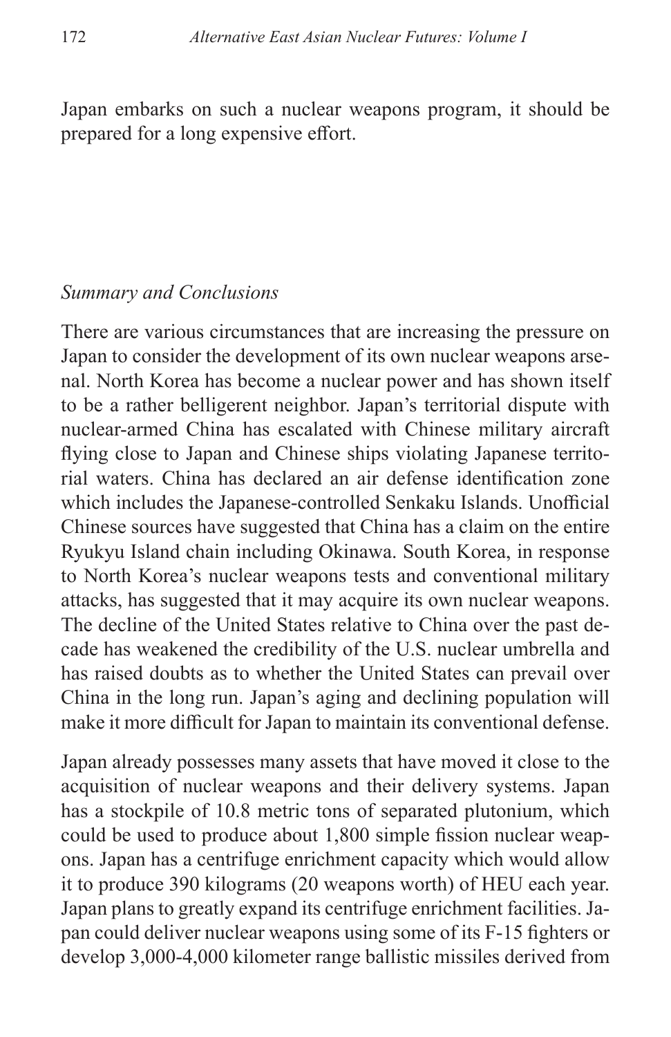Japan embarks on such a nuclear weapons program, it should be prepared for a long expensive effort.

## *Summary and Conclusions*

There are various circumstances that are increasing the pressure on Japan to consider the development of its own nuclear weapons arsenal. North Korea has become a nuclear power and has shown itself to be a rather belligerent neighbor. Japan's territorial dispute with nuclear-armed China has escalated with Chinese military aircraft flying close to Japan and Chinese ships violating Japanese territorial waters. China has declared an air defense identification zone which includes the Japanese-controlled Senkaku Islands. Unofficial Chinese sources have suggested that China has a claim on the entire Ryukyu Island chain including Okinawa. South Korea, in response to North Korea's nuclear weapons tests and conventional military attacks, has suggested that it may acquire its own nuclear weapons. The decline of the United States relative to China over the past decade has weakened the credibility of the U.S. nuclear umbrella and has raised doubts as to whether the United States can prevail over China in the long run. Japan's aging and declining population will make it more difficult for Japan to maintain its conventional defense.

Japan already possesses many assets that have moved it close to the acquisition of nuclear weapons and their delivery systems. Japan has a stockpile of 10.8 metric tons of separated plutonium, which could be used to produce about 1,800 simple fission nuclear weapons. Japan has a centrifuge enrichment capacity which would allow it to produce 390 kilograms (20 weapons worth) of HEU each year. Japan plans to greatly expand its centrifuge enrichment facilities. Japan could deliver nuclear weapons using some of its F-15 fighters or develop 3,000-4,000 kilometer range ballistic missiles derived from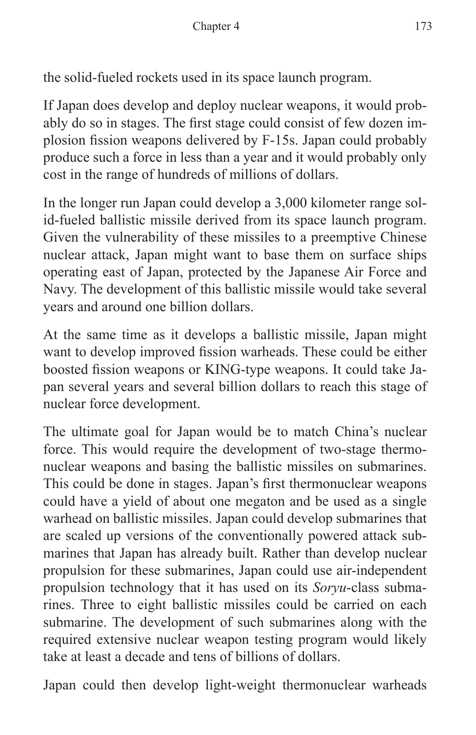the solid-fueled rockets used in its space launch program.

If Japan does develop and deploy nuclear weapons, it would probably do so in stages. The first stage could consist of few dozen implosion fission weapons delivered by F-15s. Japan could probably produce such a force in less than a year and it would probably only cost in the range of hundreds of millions of dollars.

In the longer run Japan could develop a 3,000 kilometer range solid-fueled ballistic missile derived from its space launch program. Given the vulnerability of these missiles to a preemptive Chinese nuclear attack, Japan might want to base them on surface ships operating east of Japan, protected by the Japanese Air Force and Navy. The development of this ballistic missile would take several years and around one billion dollars.

At the same time as it develops a ballistic missile, Japan might want to develop improved fission warheads. These could be either boosted fission weapons or KING-type weapons. It could take Japan several years and several billion dollars to reach this stage of nuclear force development.

The ultimate goal for Japan would be to match China's nuclear force. This would require the development of two-stage thermonuclear weapons and basing the ballistic missiles on submarines. This could be done in stages. Japan's first thermonuclear weapons could have a yield of about one megaton and be used as a single warhead on ballistic missiles. Japan could develop submarines that are scaled up versions of the conventionally powered attack submarines that Japan has already built. Rather than develop nuclear propulsion for these submarines, Japan could use air-independent propulsion technology that it has used on its *Soryu*-class submarines. Three to eight ballistic missiles could be carried on each submarine. The development of such submarines along with the required extensive nuclear weapon testing program would likely take at least a decade and tens of billions of dollars.

Japan could then develop light-weight thermonuclear warheads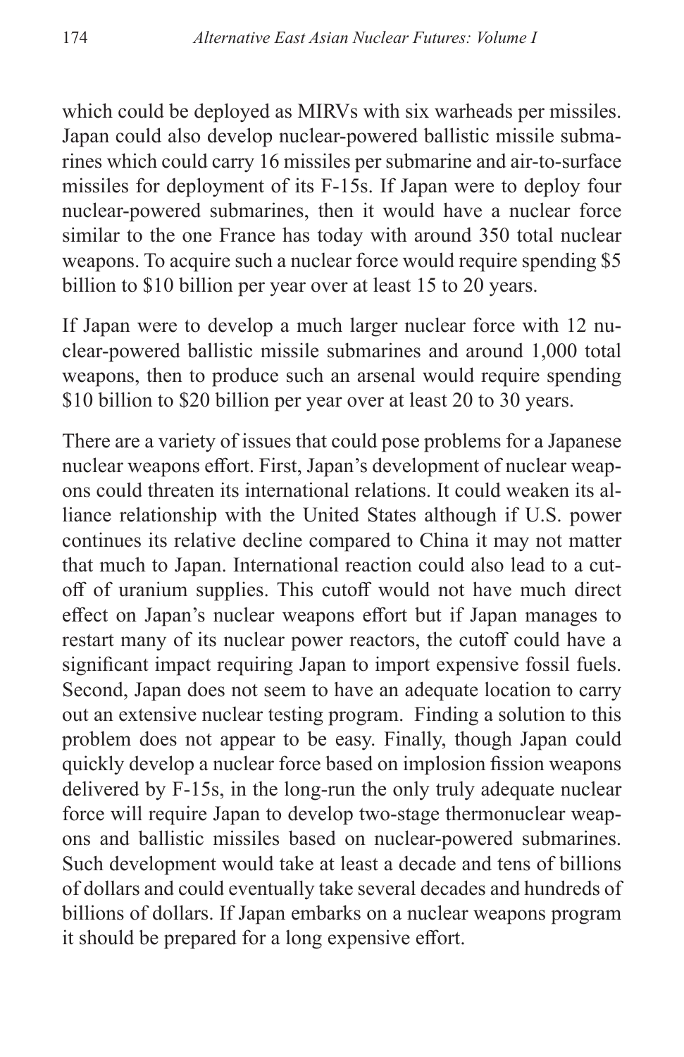which could be deployed as MIRVs with six warheads per missiles. Japan could also develop nuclear-powered ballistic missile submarines which could carry 16 missiles per submarine and air-to-surface missiles for deployment of its F-15s. If Japan were to deploy four nuclear-powered submarines, then it would have a nuclear force similar to the one France has today with around 350 total nuclear weapons. To acquire such a nuclear force would require spending $5 billion to $10 billion per year over at least 15 to 20 years.

If Japan were to develop a much larger nuclear force with 12 nuclear-powered ballistic missile submarines and around 1,000 total weapons, then to produce such an arsenal would require spending $10 billion to $20 billion per year over at least 20 to 30 years.

There are a variety of issues that could pose problems for a Japanese nuclear weapons effort. First, Japan's development of nuclear weapons could threaten its international relations. It could weaken its alliance relationship with the United States although if U.S. power continues its relative decline compared to China it may not matter that much to Japan. International reaction could also lead to a cutoff of uranium supplies. This cutoff would not have much direct effect on Japan's nuclear weapons effort but if Japan manages to restart many of its nuclear power reactors, the cutoff could have a significant impact requiring Japan to import expensive fossil fuels. Second, Japan does not seem to have an adequate location to carry out an extensive nuclear testing program. Finding a solution to this problem does not appear to be easy. Finally, though Japan could quickly develop a nuclear force based on implosion fission weapons delivered by F-15s, in the long-run the only truly adequate nuclear force will require Japan to develop two-stage thermonuclear weapons and ballistic missiles based on nuclear-powered submarines. Such development would take at least a decade and tens of billions of dollars and could eventually take several decades and hundreds of billions of dollars. If Japan embarks on a nuclear weapons program it should be prepared for a long expensive effort.